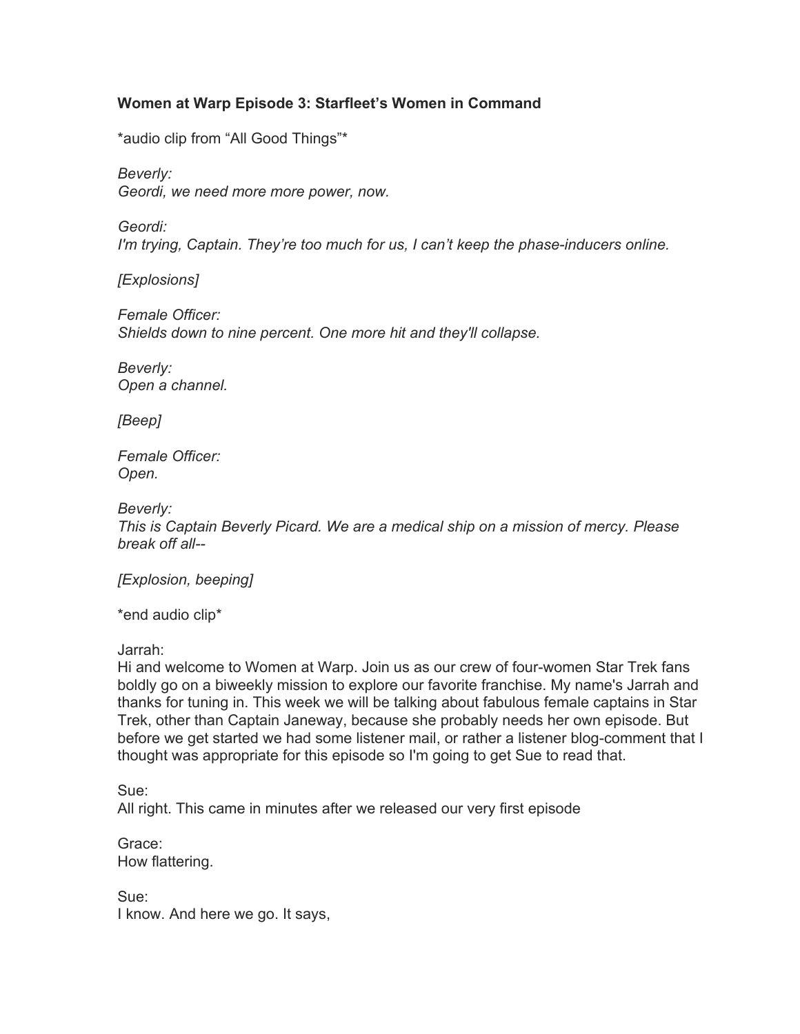**Women at Warp Episode 3: Starfleet's Women in Command**

*audio clip from "All Good Things"*

*Beverly:*
*Geordi, we need more more power, now.*

*Geordi:*
*I'm trying, Captain. They're too much for us, I can't keep the phase-inducers online.*

*[Explosions]*

*Female Officer:*
*Shields down to nine percent. One more hit and they'll collapse.*

*Beverly:*
*Open a channel.*

*[Beep]*

*Female Officer:*
*Open.*

*Beverly:*
*This is Captain Beverly Picard. We are a medical ship on a mission of mercy. Please break off all--*

*[Explosion, beeping]*

*end audio clip*

Jarrah:
Hi and welcome to Women at Warp. Join us as our crew of four-women Star Trek fans boldly go on a biweekly mission to explore our favorite franchise. My name's Jarrah and thanks for tuning in. This week we will be talking about fabulous female captains in Star Trek, other than Captain Janeway, because she probably needs her own episode. But before we get started we had some listener mail, or rather a listener blog-comment that I thought was appropriate for this episode so I'm going to get Sue to read that.

Sue:
All right. This came in minutes after we released our very first episode

Grace:
How flattering.

Sue:
I know. And here we go. It says,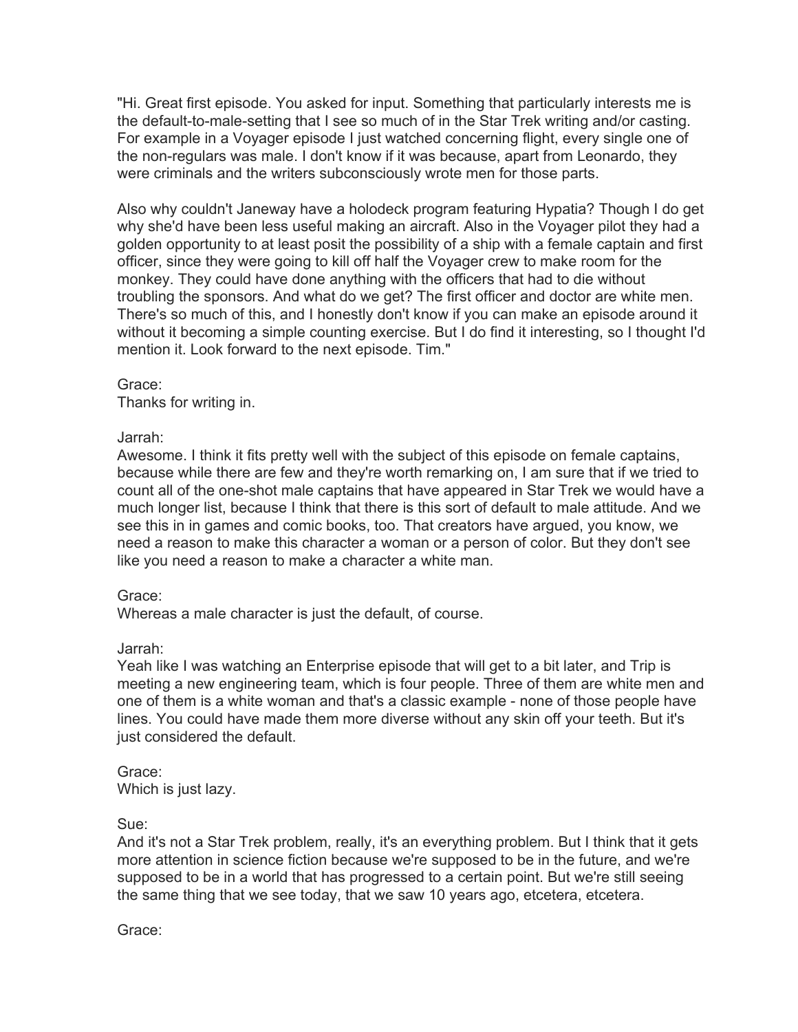"Hi. Great first episode. You asked for input. Something that particularly interests me is the default-to-male-setting that I see so much of in the Star Trek writing and/or casting. For example in a Voyager episode I just watched concerning flight, every single one of the non-regulars was male. I don't know if it was because, apart from Leonardo, they were criminals and the writers subconsciously wrote men for those parts.

Also why couldn't Janeway have a holodeck program featuring Hypatia? Though I do get why she'd have been less useful making an aircraft. Also in the Voyager pilot they had a golden opportunity to at least posit the possibility of a ship with a female captain and first officer, since they were going to kill off half the Voyager crew to make room for the monkey. They could have done anything with the officers that had to die without troubling the sponsors. And what do we get? The first officer and doctor are white men. There's so much of this, and I honestly don't know if you can make an episode around it without it becoming a simple counting exercise. But I do find it interesting, so I thought I'd mention it. Look forward to the next episode. Tim."

Grace:
Thanks for writing in.

Jarrah:
Awesome. I think it fits pretty well with the subject of this episode on female captains, because while there are few and they're worth remarking on, I am sure that if we tried to count all of the one-shot male captains that have appeared in Star Trek we would have a much longer list, because I think that there is this sort of default to male attitude. And we see this in in games and comic books, too. That creators have argued, you know, we need a reason to make this character a woman or a person of color. But they don't see like you need a reason to make a character a white man.

Grace:
Whereas a male character is just the default, of course.

Jarrah:
Yeah like I was watching an Enterprise episode that will get to a bit later, and Trip is meeting a new engineering team, which is four people. Three of them are white men and one of them is a white woman and that's a classic example - none of those people have lines. You could have made them more diverse without any skin off your teeth. But it's just considered the default.

Grace:
Which is just lazy.

Sue:
And it's not a Star Trek problem, really, it's an everything problem. But I think that it gets more attention in science fiction because we're supposed to be in the future, and we're supposed to be in a world that has progressed to a certain point. But we're still seeing the same thing that we see today, that we saw 10 years ago, etcetera, etcetera.

Grace: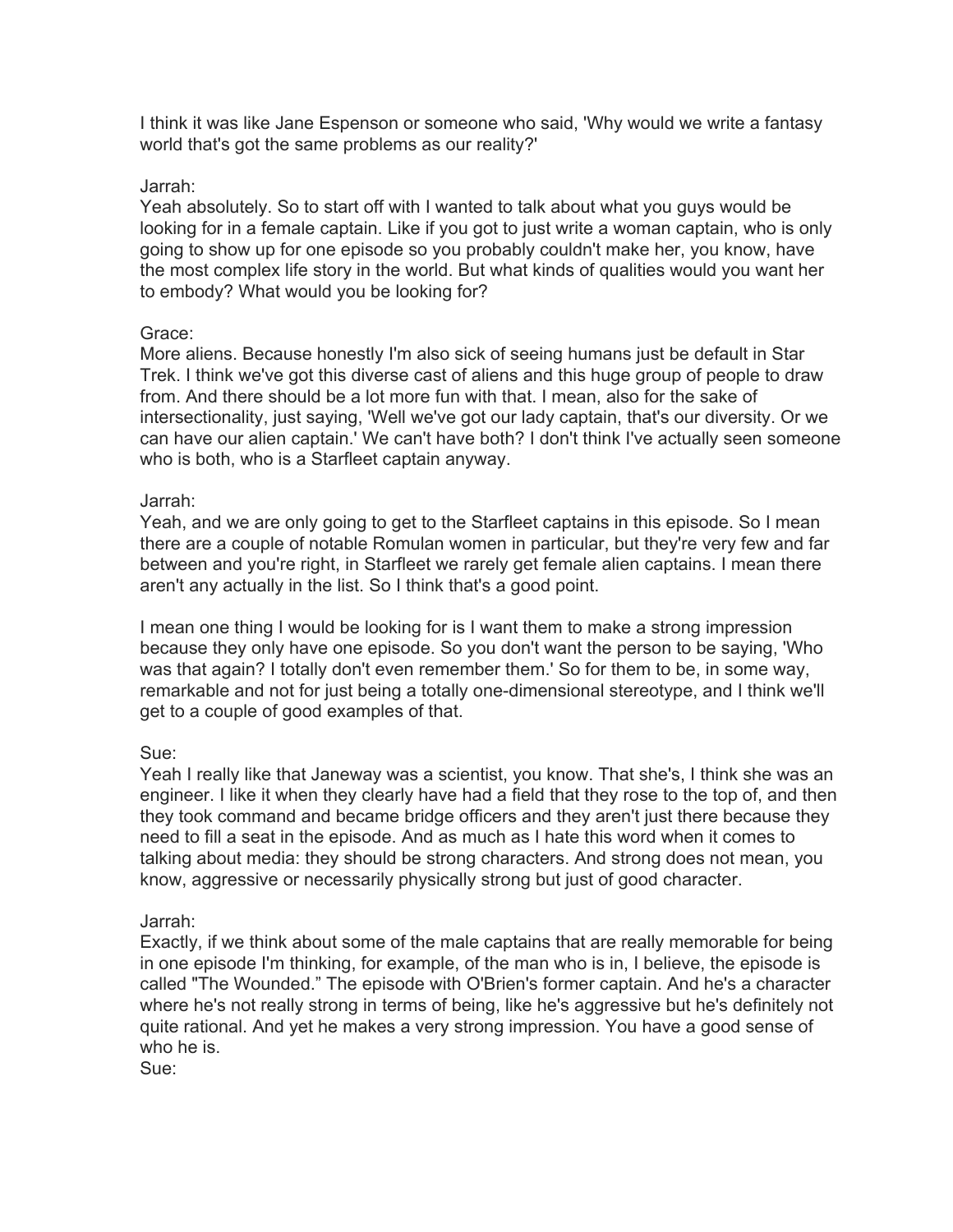I think it was like Jane Espenson or someone who said, 'Why would we write a fantasy world that's got the same problems as our reality?'

Jarrah:
Yeah absolutely. So to start off with I wanted to talk about what you guys would be looking for in a female captain. Like if you got to just write a woman captain, who is only going to show up for one episode so you probably couldn't make her, you know, have the most complex life story in the world. But what kinds of qualities would you want her to embody? What would you be looking for?

Grace:
More aliens. Because honestly I'm also sick of seeing humans just be default in Star Trek. I think we've got this diverse cast of aliens and this huge group of people to draw from. And there should be a lot more fun with that. I mean, also for the sake of intersectionality, just saying, 'Well we've got our lady captain, that's our diversity. Or we can have our alien captain.' We can't have both? I don't think I've actually seen someone who is both, who is a Starfleet captain anyway.

Jarrah:
Yeah, and we are only going to get to the Starfleet captains in this episode. So I mean there are a couple of notable Romulan women in particular, but they're very few and far between and you're right, in Starfleet we rarely get female alien captains. I mean there aren't any actually in the list. So I think that's a good point.

I mean one thing I would be looking for is I want them to make a strong impression because they only have one episode. So you don't want the person to be saying, 'Who was that again? I totally don't even remember them.' So for them to be, in some way, remarkable and not for just being a totally one-dimensional stereotype, and I think we'll get to a couple of good examples of that.

Sue:
Yeah I really like that Janeway was a scientist, you know. That she's, I think she was an engineer. I like it when they clearly have had a field that they rose to the top of, and then they took command and became bridge officers and they aren't just there because they need to fill a seat in the episode. And as much as I hate this word when it comes to talking about media: they should be strong characters. And strong does not mean, you know, aggressive or necessarily physically strong but just of good character.

Jarrah:
Exactly, if we think about some of the male captains that are really memorable for being in one episode I'm thinking, for example, of the man who is in, I believe, the episode is called "The Wounded." The episode with O'Brien's former captain. And he's a character where he's not really strong in terms of being, like he's aggressive but he's definitely not quite rational. And yet he makes a very strong impression. You have a good sense of who he is.

Sue: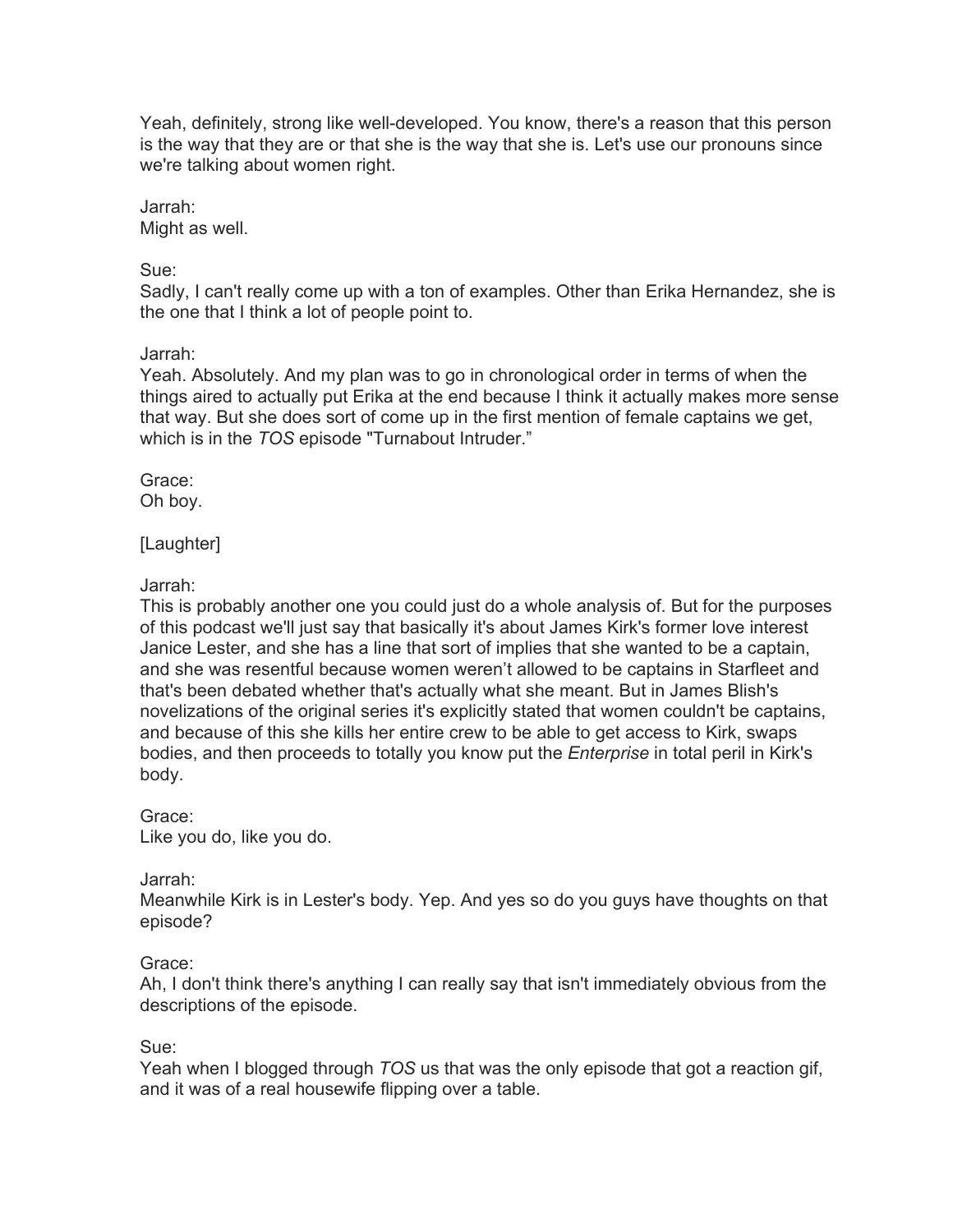Yeah, definitely, strong like well-developed. You know, there's a reason that this person is the way that they are or that she is the way that she is. Let's use our pronouns since we're talking about women right.

Jarrah:
Might as well.

Sue:
Sadly, I can't really come up with a ton of examples. Other than Erika Hernandez, she is the one that I think a lot of people point to.

Jarrah:
Yeah. Absolutely. And my plan was to go in chronological order in terms of when the things aired to actually put Erika at the end because I think it actually makes more sense that way. But she does sort of come up in the first mention of female captains we get, which is in the *TOS* episode "Turnabout Intruder."

Grace:
Oh boy.

[Laughter]

Jarrah:
This is probably another one you could just do a whole analysis of. But for the purposes of this podcast we'll just say that basically it's about James Kirk's former love interest Janice Lester, and she has a line that sort of implies that she wanted to be a captain, and she was resentful because women weren't allowed to be captains in Starfleet and that's been debated whether that's actually what she meant. But in James Blish's novelizations of the original series it's explicitly stated that women couldn't be captains, and because of this she kills her entire crew to be able to get access to Kirk, swaps bodies, and then proceeds to totally you know put the *Enterprise* in total peril in Kirk's body.

Grace:
Like you do, like you do.

Jarrah:
Meanwhile Kirk is in Lester's body. Yep. And yes so do you guys have thoughts on that episode?

Grace:
Ah, I don't think there's anything I can really say that isn't immediately obvious from the descriptions of the episode.

Sue:
Yeah when I blogged through *TOS* us that was the only episode that got a reaction gif, and it was of a real housewife flipping over a table.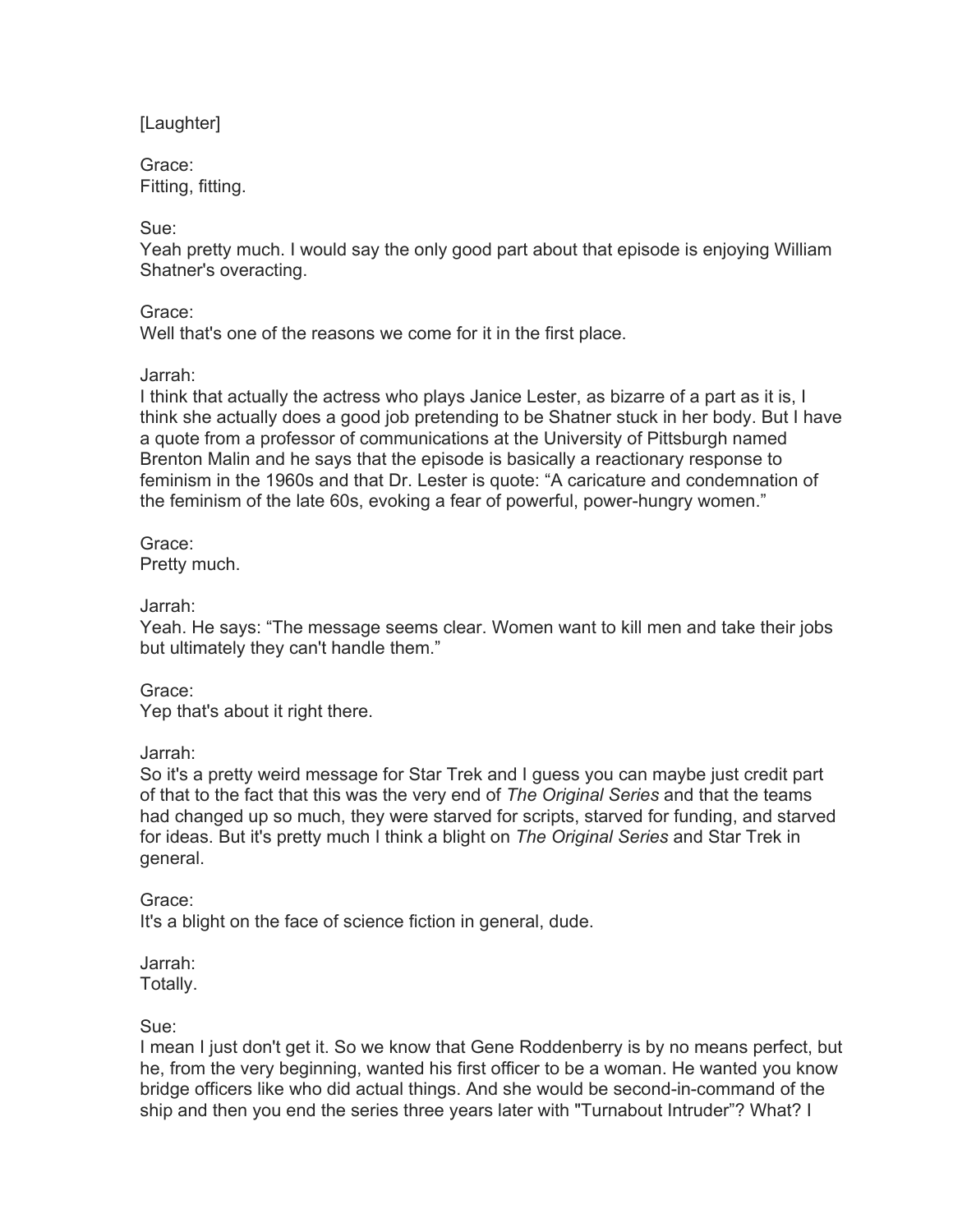[Laughter]

Grace:
Fitting, fitting.

Sue:
Yeah pretty much. I would say the only good part about that episode is enjoying William Shatner's overacting.

Grace:
Well that's one of the reasons we come for it in the first place.

Jarrah:
I think that actually the actress who plays Janice Lester, as bizarre of a part as it is, I think she actually does a good job pretending to be Shatner stuck in her body. But I have a quote from a professor of communications at the University of Pittsburgh named Brenton Malin and he says that the episode is basically a reactionary response to feminism in the 1960s and that Dr. Lester is quote: "A caricature and condemnation of the feminism of the late 60s, evoking a fear of powerful, power-hungry women."

Grace:
Pretty much.

Jarrah:
Yeah. He says: "The message seems clear. Women want to kill men and take their jobs but ultimately they can't handle them."

Grace:
Yep that's about it right there.

Jarrah:
So it's a pretty weird message for Star Trek and I guess you can maybe just credit part of that to the fact that this was the very end of *The Original Series* and that the teams had changed up so much, they were starved for scripts, starved for funding, and starved for ideas. But it's pretty much I think a blight on *The Original Series* and Star Trek in general.

Grace:
It's a blight on the face of science fiction in general, dude.

Jarrah:
Totally.

Sue:
I mean I just don't get it. So we know that Gene Roddenberry is by no means perfect, but he, from the very beginning, wanted his first officer to be a woman. He wanted you know bridge officers like who did actual things. And she would be second-in-command of the ship and then you end the series three years later with "Turnabout Intruder"? What? I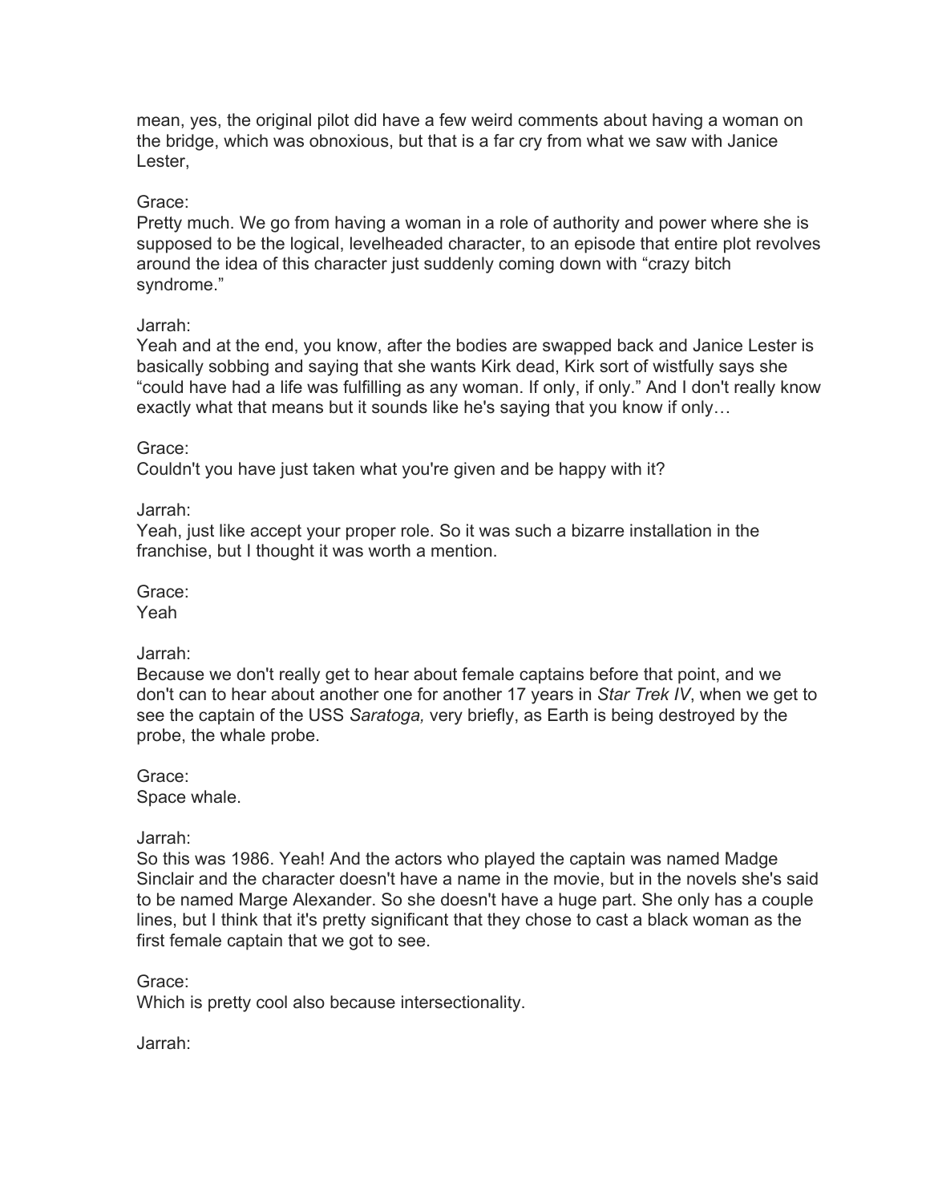mean, yes, the original pilot did have a few weird comments about having a woman on the bridge, which was obnoxious, but that is a far cry from what we saw with Janice Lester,

Grace:
Pretty much. We go from having a woman in a role of authority and power where she is supposed to be the logical, levelheaded character, to an episode that entire plot revolves around the idea of this character just suddenly coming down with "crazy bitch syndrome."

Jarrah:
Yeah and at the end, you know, after the bodies are swapped back and Janice Lester is basically sobbing and saying that she wants Kirk dead, Kirk sort of wistfully says she "could have had a life was fulfilling as any woman. If only, if only." And I don't really know exactly what that means but it sounds like he's saying that you know if only…

Grace:
Couldn't you have just taken what you're given and be happy with it?

Jarrah:
Yeah, just like accept your proper role. So it was such a bizarre installation in the franchise, but I thought it was worth a mention.

Grace:
Yeah

Jarrah:
Because we don't really get to hear about female captains before that point, and we don't can to hear about another one for another 17 years in *Star Trek IV*, when we get to see the captain of the USS *Saratoga,* very briefly, as Earth is being destroyed by the probe, the whale probe.

Grace:
Space whale.

Jarrah:
So this was 1986. Yeah! And the actors who played the captain was named Madge Sinclair and the character doesn't have a name in the movie, but in the novels she's said to be named Marge Alexander. So she doesn't have a huge part. She only has a couple lines, but I think that it's pretty significant that they chose to cast a black woman as the first female captain that we got to see.

Grace:
Which is pretty cool also because intersectionality.

Jarrah: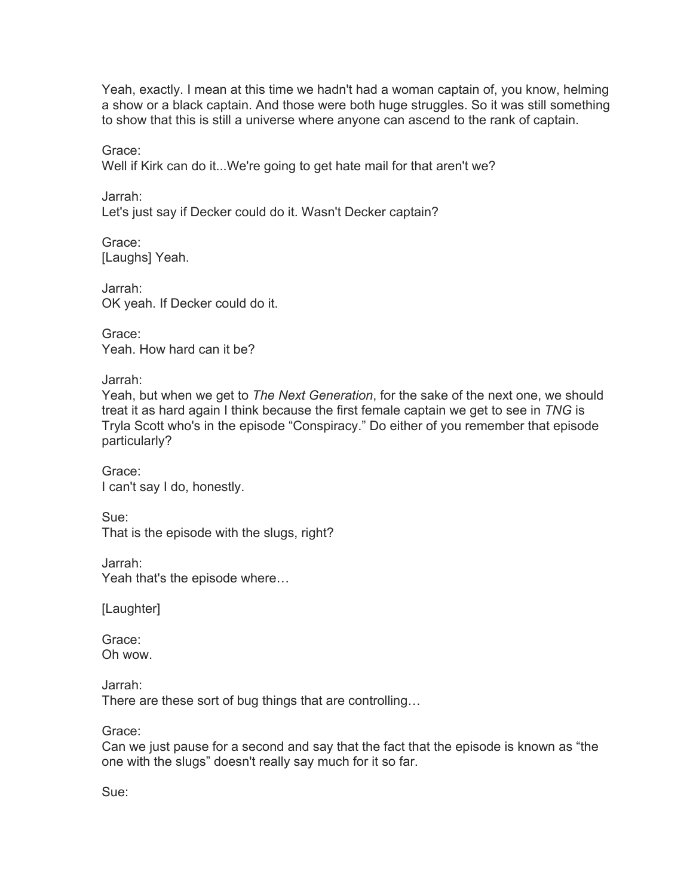Yeah, exactly. I mean at this time we hadn't had a woman captain of, you know, helming a show or a black captain. And those were both huge struggles. So it was still something to show that this is still a universe where anyone can ascend to the rank of captain.

Grace:
Well if Kirk can do it...We're going to get hate mail for that aren't we?

Jarrah:
Let's just say if Decker could do it. Wasn't Decker captain?

Grace:
[Laughs] Yeah.

Jarrah:
OK yeah. If Decker could do it.

Grace:
Yeah. How hard can it be?

Jarrah:
Yeah, but when we get to *The Next Generation*, for the sake of the next one, we should treat it as hard again I think because the first female captain we get to see in *TNG* is Tryla Scott who's in the episode "Conspiracy." Do either of you remember that episode particularly?

Grace:
I can't say I do, honestly.

Sue:
That is the episode with the slugs, right?

Jarrah:
Yeah that's the episode where…

[Laughter]

Grace:
Oh wow.

Jarrah:
There are these sort of bug things that are controlling…

Grace:
Can we just pause for a second and say that the fact that the episode is known as "the one with the slugs" doesn't really say much for it so far.

Sue: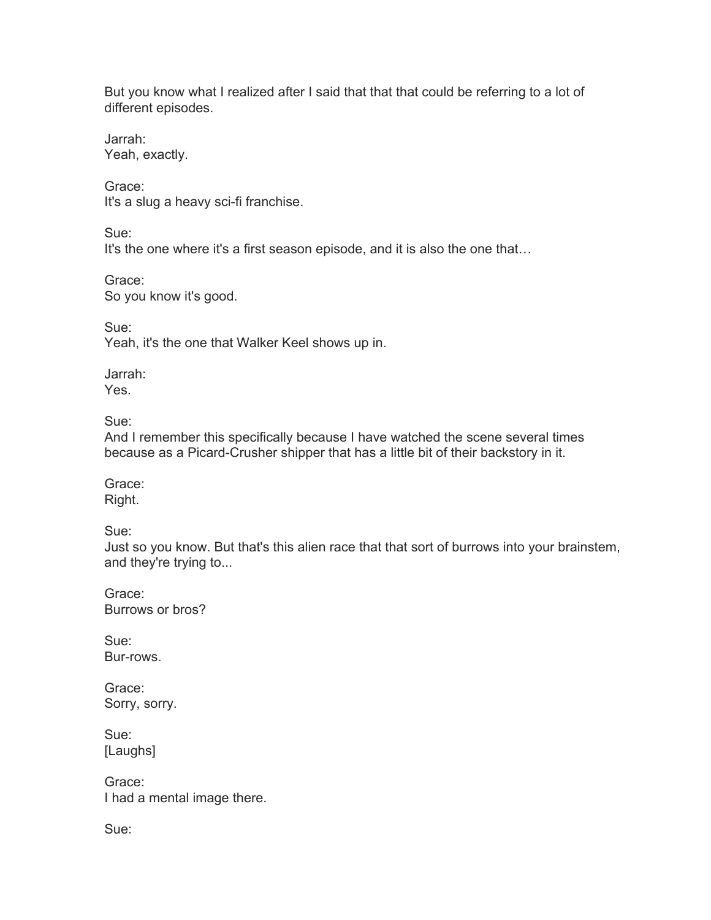But you know what I realized after I said that that that could be referring to a lot of different episodes.

Jarrah:
Yeah, exactly.

Grace:
It's a slug a heavy sci-fi franchise.

Sue:
It's the one where it's a first season episode, and it is also the one that…

Grace:
So you know it's good.

Sue:
Yeah, it's the one that Walker Keel shows up in.

Jarrah:
Yes.

Sue:
And I remember this specifically because I have watched the scene several times because as a Picard-Crusher shipper that has a little bit of their backstory in it.

Grace:
Right.

Sue:
Just so you know. But that's this alien race that that sort of burrows into your brainstem, and they're trying to...

Grace:
Burrows or bros?

Sue:
Bur-rows.

Grace:
Sorry, sorry.

Sue:
[Laughs]

Grace:
I had a mental image there.

Sue: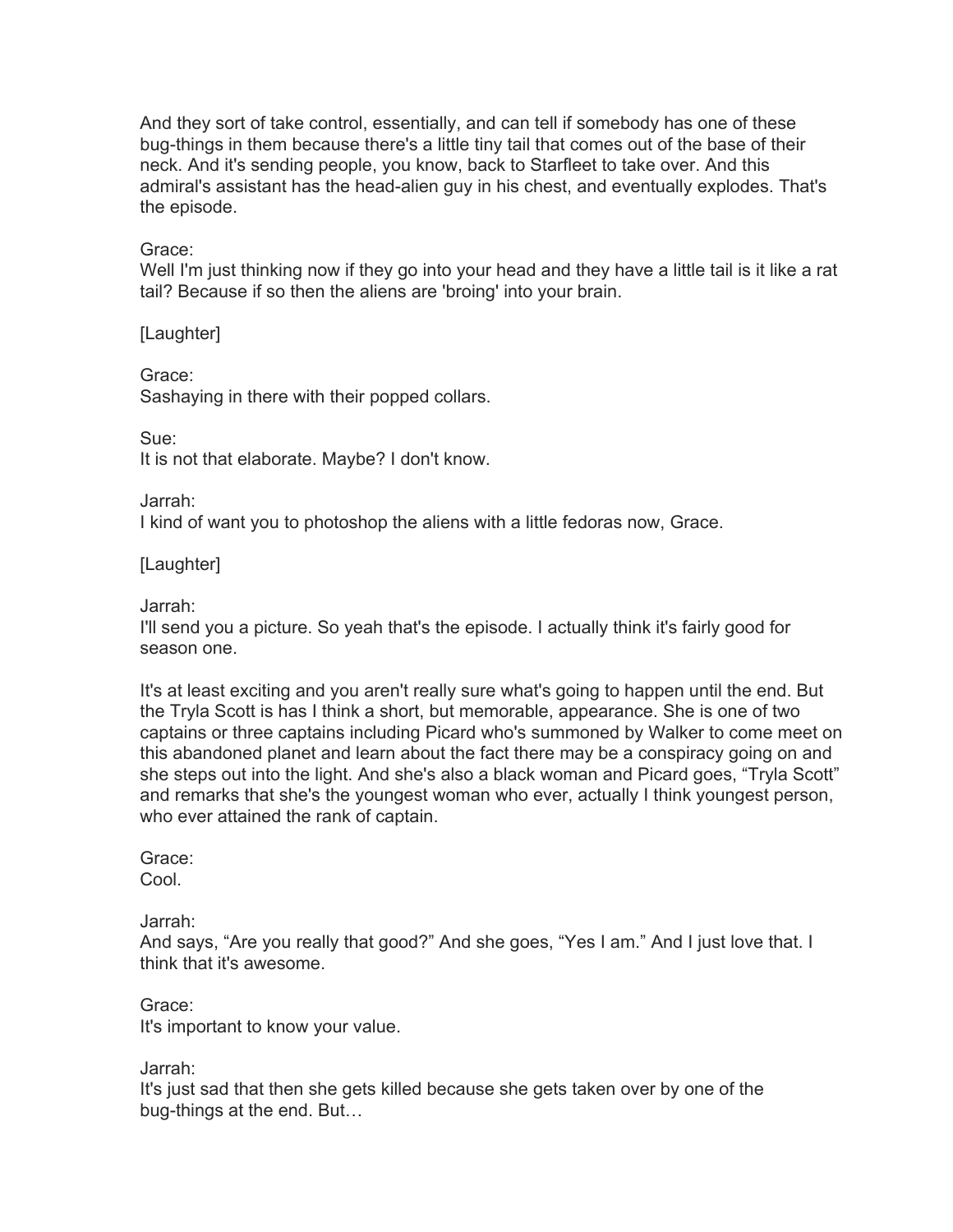And they sort of take control, essentially, and can tell if somebody has one of these bug-things in them because there's a little tiny tail that comes out of the base of their neck. And it's sending people, you know, back to Starfleet to take over. And this admiral's assistant has the head-alien guy in his chest, and eventually explodes. That's the episode.

Grace:
Well I'm just thinking now if they go into your head and they have a little tail is it like a rat tail? Because if so then the aliens are 'broing' into your brain.

[Laughter]

Grace:
Sashaying in there with their popped collars.

Sue:
It is not that elaborate. Maybe? I don't know.

Jarrah:
I kind of want you to photoshop the aliens with a little fedoras now, Grace.

[Laughter]

Jarrah:
I'll send you a picture. So yeah that's the episode. I actually think it's fairly good for season one.

It's at least exciting and you aren't really sure what's going to happen until the end. But the Tryla Scott is has I think a short, but memorable, appearance. She is one of two captains or three captains including Picard who's summoned by Walker to come meet on this abandoned planet and learn about the fact there may be a conspiracy going on and she steps out into the light. And she's also a black woman and Picard goes, "Tryla Scott" and remarks that she's the youngest woman who ever, actually I think youngest person, who ever attained the rank of captain.

Grace:
Cool.

Jarrah:
And says, "Are you really that good?" And she goes, "Yes I am." And I just love that. I think that it's awesome.

Grace:
It's important to know your value.

Jarrah:
It's just sad that then she gets killed because she gets taken over by one of the bug-things at the end. But…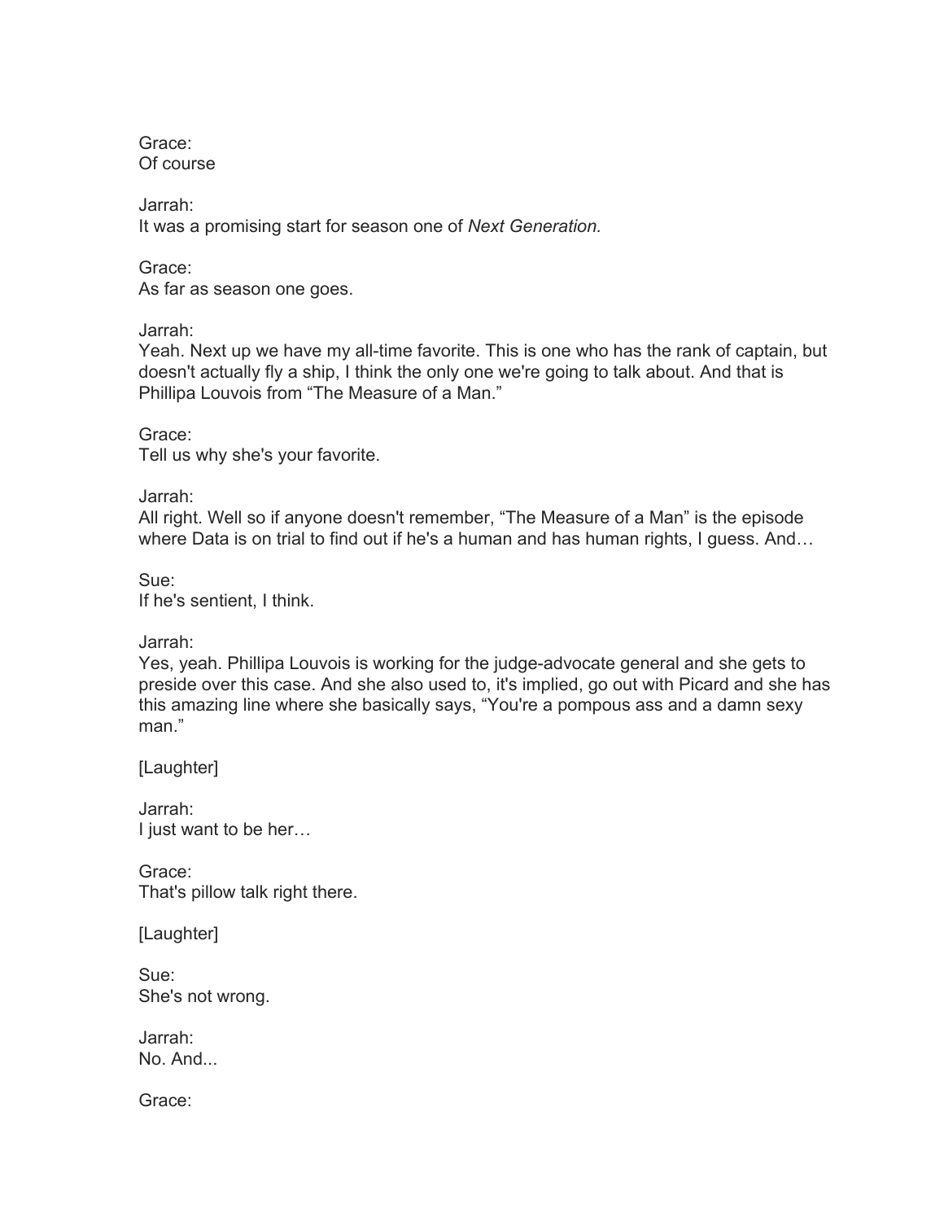Grace:
Of course

Jarrah:
It was a promising start for season one of *Next Generation.*

Grace:
As far as season one goes.

Jarrah:
Yeah. Next up we have my all-time favorite. This is one who has the rank of captain, but doesn't actually fly a ship, I think the only one we're going to talk about. And that is Phillipa Louvois from "The Measure of a Man."

Grace:
Tell us why she's your favorite.

Jarrah:
All right. Well so if anyone doesn't remember, "The Measure of a Man" is the episode where Data is on trial to find out if he's a human and has human rights, I guess. And…

Sue:
If he's sentient, I think.

Jarrah:
Yes, yeah. Phillipa Louvois is working for the judge-advocate general and she gets to preside over this case. And she also used to, it's implied, go out with Picard and she has this amazing line where she basically says, "You're a pompous ass and a damn sexy man."

[Laughter]

Jarrah:
I just want to be her…

Grace:
That's pillow talk right there.

[Laughter]

Sue:
She's not wrong.

Jarrah:
No. And...

Grace: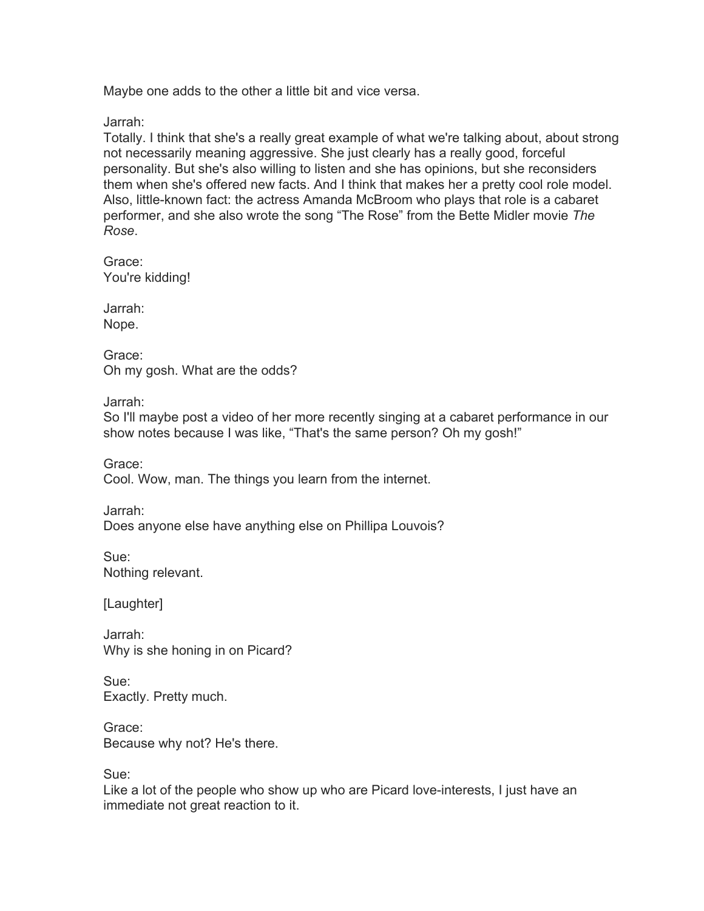Maybe one adds to the other a little bit and vice versa.

Jarrah:
Totally. I think that she's a really great example of what we're talking about, about strong not necessarily meaning aggressive. She just clearly has a really good, forceful personality. But she's also willing to listen and she has opinions, but she reconsiders them when she's offered new facts. And I think that makes her a pretty cool role model. Also, little-known fact: the actress Amanda McBroom who plays that role is a cabaret performer, and she also wrote the song "The Rose" from the Bette Midler movie *The Rose*.

Grace:
You're kidding!

Jarrah:
Nope.

Grace:
Oh my gosh. What are the odds?

Jarrah:
So I'll maybe post a video of her more recently singing at a cabaret performance in our show notes because I was like, "That's the same person? Oh my gosh!"

Grace:
Cool. Wow, man. The things you learn from the internet.

Jarrah:
Does anyone else have anything else on Phillipa Louvois?

Sue:
Nothing relevant.

[Laughter]

Jarrah:
Why is she honing in on Picard?

Sue:
Exactly. Pretty much.

Grace:
Because why not? He's there.

Sue:
Like a lot of the people who show up who are Picard love-interests, I just have an immediate not great reaction to it.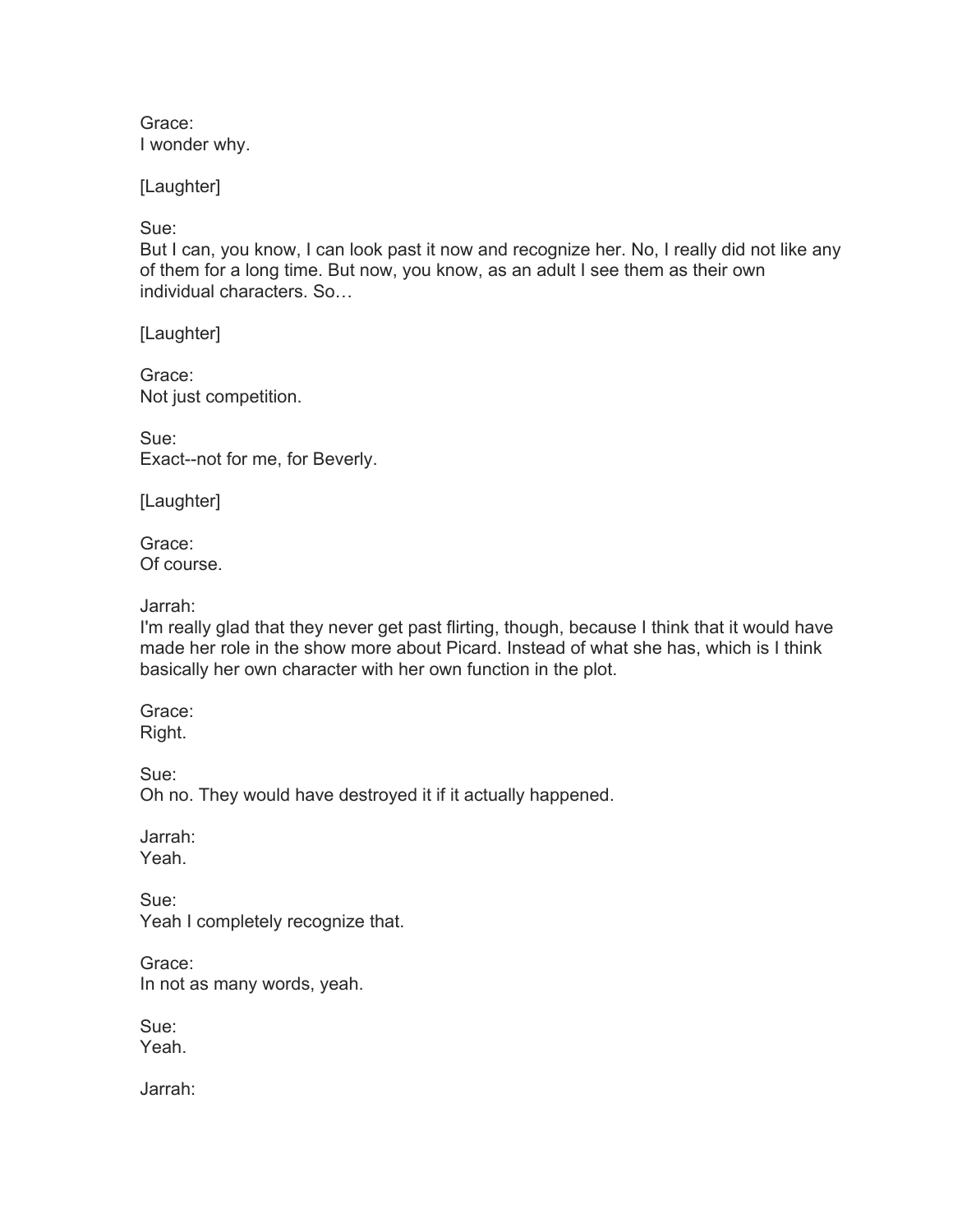Grace:
I wonder why.

[Laughter]

Sue:
But I can, you know, I can look past it now and recognize her. No, I really did not like any of them for a long time. But now, you know, as an adult I see them as their own individual characters. So…

[Laughter]

Grace:
Not just competition.

Sue:
Exact--not for me, for Beverly.

[Laughter]

Grace:
Of course.

Jarrah:
I'm really glad that they never get past flirting, though, because I think that it would have made her role in the show more about Picard. Instead of what she has, which is I think basically her own character with her own function in the plot.

Grace:
Right.

Sue:
Oh no. They would have destroyed it if it actually happened.

Jarrah:
Yeah.

Sue:
Yeah I completely recognize that.

Grace:
In not as many words, yeah.

Sue:
Yeah.

Jarrah: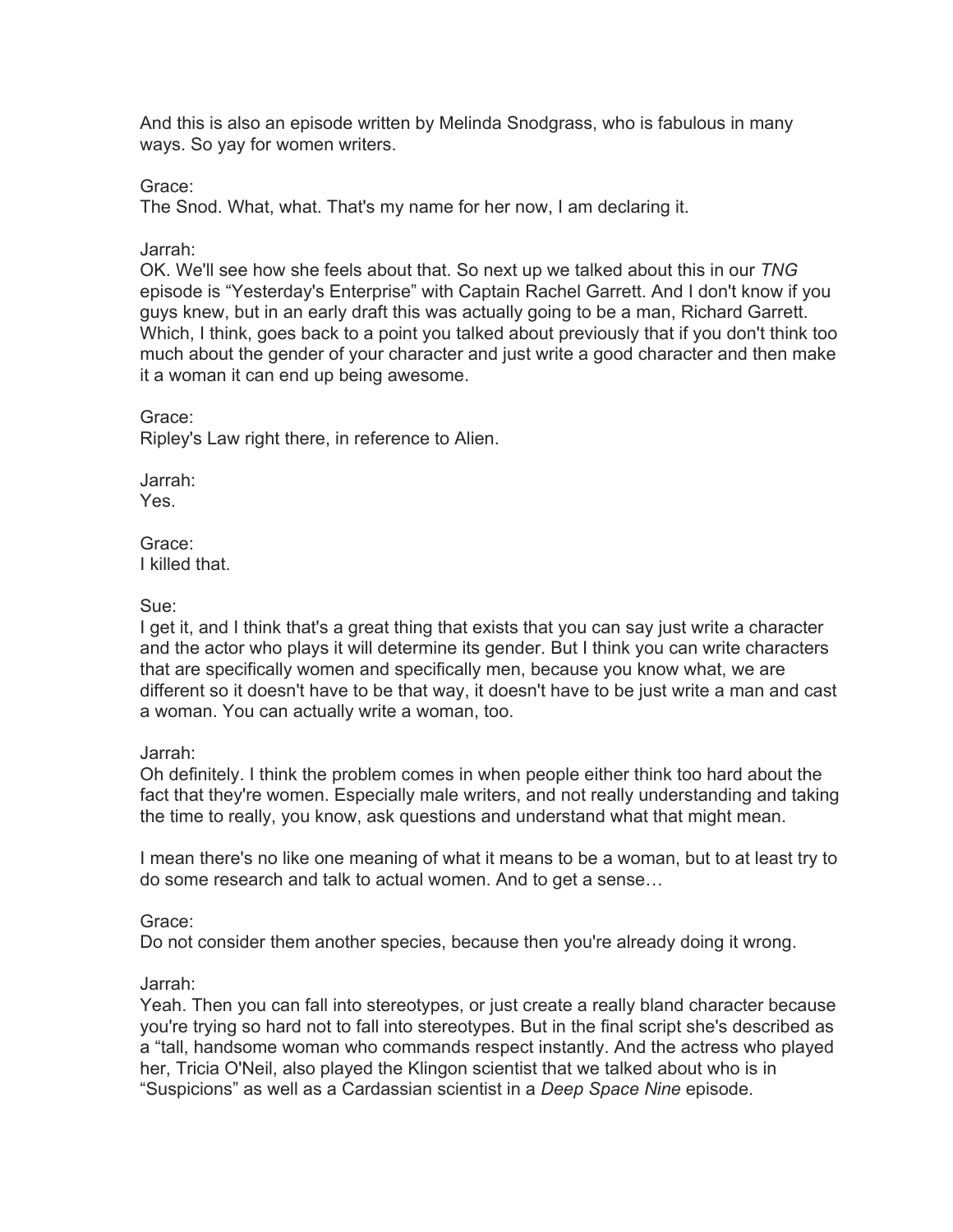And this is also an episode written by Melinda Snodgrass, who is fabulous in many ways. So yay for women writers.

Grace:
The Snod. What, what. That's my name for her now, I am declaring it.

Jarrah:
OK. We'll see how she feels about that. So next up we talked about this in our *TNG* episode is “Yesterday's Enterprise” with Captain Rachel Garrett. And I don't know if you guys knew, but in an early draft this was actually going to be a man, Richard Garrett. Which, I think, goes back to a point you talked about previously that if you don't think too much about the gender of your character and just write a good character and then make it a woman it can end up being awesome.

Grace:
Ripley's Law right there, in reference to Alien.

Jarrah:
Yes.

Grace:
I killed that.

Sue:
I get it, and I think that's a great thing that exists that you can say just write a character and the actor who plays it will determine its gender. But I think you can write characters that are specifically women and specifically men, because you know what, we are different so it doesn't have to be that way, it doesn't have to be just write a man and cast a woman. You can actually write a woman, too.

Jarrah:
Oh definitely. I think the problem comes in when people either think too hard about the fact that they're women. Especially male writers, and not really understanding and taking the time to really, you know, ask questions and understand what that might mean.

I mean there's no like one meaning of what it means to be a woman, but to at least try to do some research and talk to actual women. And to get a sense…

Grace:
Do not consider them another species, because then you're already doing it wrong.

Jarrah:
Yeah. Then you can fall into stereotypes, or just create a really bland character because you're trying so hard not to fall into stereotypes. But in the final script she's described as a “tall, handsome woman who commands respect instantly. And the actress who played her, Tricia O'Neil, also played the Klingon scientist that we talked about who is in “Suspicions” as well as a Cardassian scientist in a *Deep Space Nine* episode.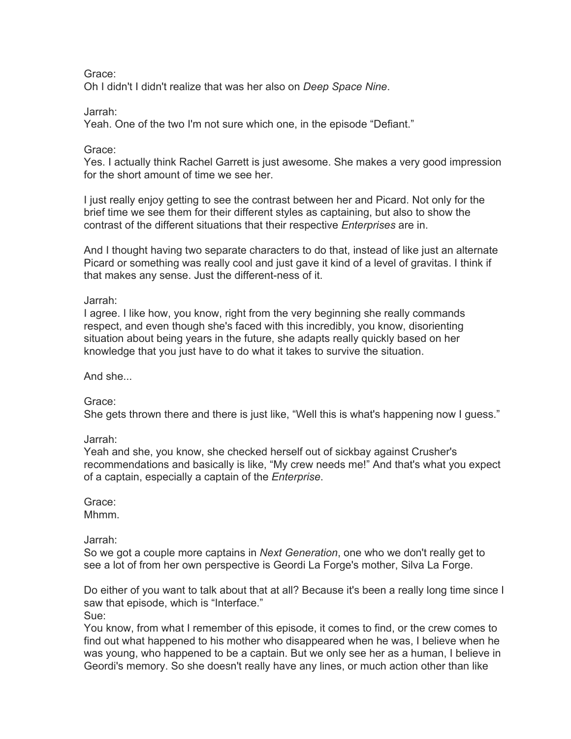Grace:
Oh I didn't I didn't realize that was her also on *Deep Space Nine*.

Jarrah:
Yeah. One of the two I'm not sure which one, in the episode “Defiant.”

Grace:
Yes. I actually think Rachel Garrett is just awesome. She makes a very good impression for the short amount of time we see her.

I just really enjoy getting to see the contrast between her and Picard. Not only for the brief time we see them for their different styles as captaining, but also to show the contrast of the different situations that their respective *Enterprises* are in.

And I thought having two separate characters to do that, instead of like just an alternate Picard or something was really cool and just gave it kind of a level of gravitas. I think if that makes any sense. Just the different-ness of it.

Jarrah:
I agree. I like how, you know, right from the very beginning she really commands respect, and even though she's faced with this incredibly, you know, disorienting situation about being years in the future, she adapts really quickly based on her knowledge that you just have to do what it takes to survive the situation.

And she...

Grace:
She gets thrown there and there is just like, “Well this is what's happening now I guess.”

Jarrah:
Yeah and she, you know, she checked herself out of sickbay against Crusher's recommendations and basically is like, “My crew needs me!” And that's what you expect of a captain, especially a captain of the *Enterprise*.

Grace:
Mhmm.

Jarrah:
So we got a couple more captains in *Next Generation*, one who we don't really get to see a lot of from her own perspective is Geordi La Forge's mother, Silva La Forge.

Do either of you want to talk about that at all? Because it's been a really long time since I saw that episode, which is “Interface.”

Sue:
You know, from what I remember of this episode, it comes to find, or the crew comes to find out what happened to his mother who disappeared when he was, I believe when he was young, who happened to be a captain. But we only see her as a human, I believe in Geordi's memory. So she doesn't really have any lines, or much action other than like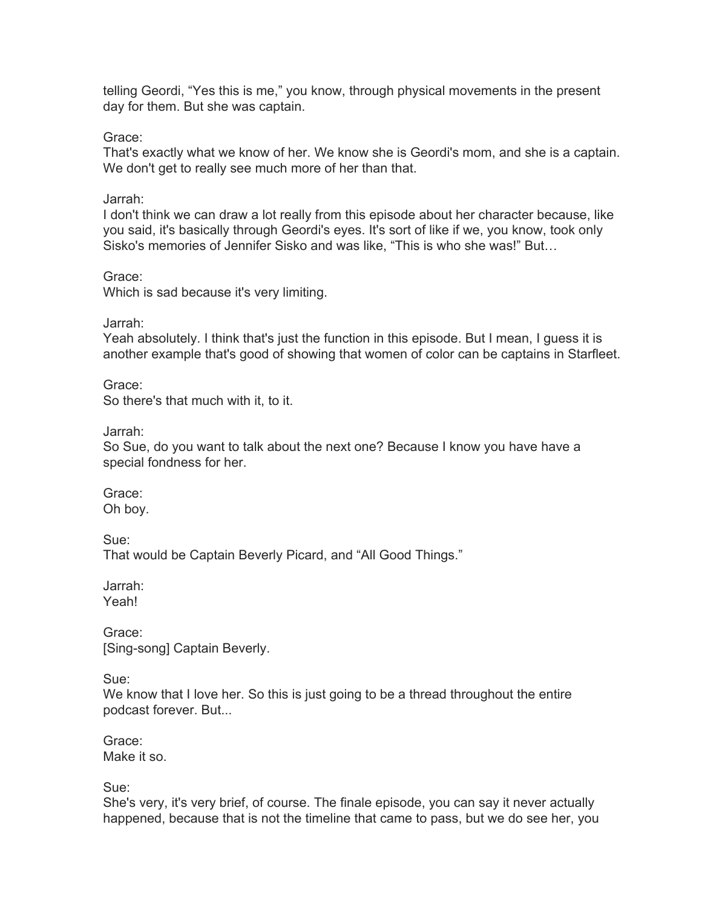telling Geordi, “Yes this is me,” you know, through physical movements in the present day for them. But she was captain.

Grace:
That's exactly what we know of her. We know she is Geordi's mom, and she is a captain. We don't get to really see much more of her than that.

Jarrah:
I don't think we can draw a lot really from this episode about her character because, like you said, it's basically through Geordi's eyes. It's sort of like if we, you know, took only Sisko's memories of Jennifer Sisko and was like, “This is who she was!” But…

Grace:
Which is sad because it's very limiting.

Jarrah:
Yeah absolutely. I think that's just the function in this episode. But I mean, I guess it is another example that's good of showing that women of color can be captains in Starfleet.

Grace:
So there's that much with it, to it.

Jarrah:
So Sue, do you want to talk about the next one? Because I know you have have a special fondness for her.

Grace:
Oh boy.

Sue:
That would be Captain Beverly Picard, and “All Good Things.”

Jarrah:
Yeah!

Grace:
[Sing-song] Captain Beverly.

Sue:
We know that I love her. So this is just going to be a thread throughout the entire podcast forever. But...

Grace:
Make it so.

Sue:
She's very, it's very brief, of course. The finale episode, you can say it never actually happened, because that is not the timeline that came to pass, but we do see her, you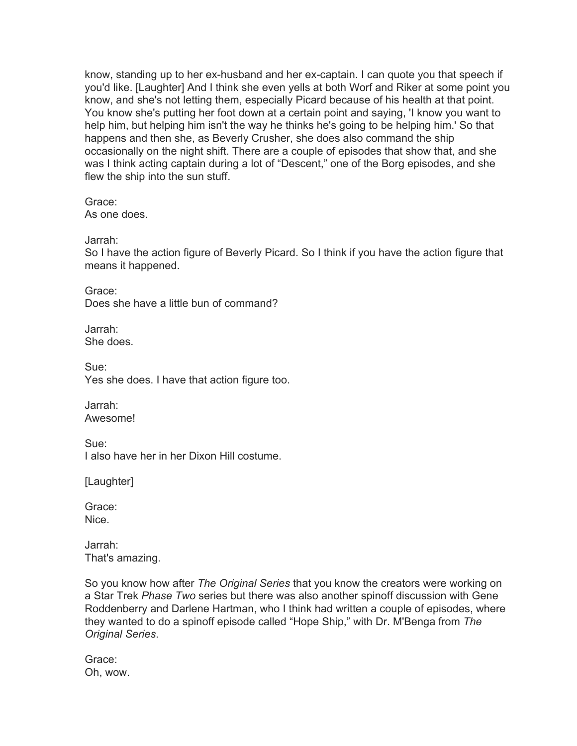know, standing up to her ex-husband and her ex-captain. I can quote you that speech if you'd like. [Laughter] And I think she even yells at both Worf and Riker at some point you know, and she's not letting them, especially Picard because of his health at that point. You know she's putting her foot down at a certain point and saying, 'I know you want to help him, but helping him isn't the way he thinks he's going to be helping him.' So that happens and then she, as Beverly Crusher, she does also command the ship occasionally on the night shift. There are a couple of episodes that show that, and she was I think acting captain during a lot of "Descent," one of the Borg episodes, and she flew the ship into the sun stuff.

Grace:
As one does.

Jarrah:
So I have the action figure of Beverly Picard. So I think if you have the action figure that means it happened.

Grace:
Does she have a little bun of command?

Jarrah:
She does.

Sue:
Yes she does. I have that action figure too.

Jarrah:
Awesome!

Sue:
I also have her in her Dixon Hill costume.

[Laughter]

Grace:
Nice.

Jarrah:
That's amazing.

So you know how after *The Original Series* that you know the creators were working on a Star Trek *Phase Two* series but there was also another spinoff discussion with Gene Roddenberry and Darlene Hartman, who I think had written a couple of episodes, where they wanted to do a spinoff episode called "Hope Ship," with Dr. M'Benga from *The Original Series*.

Grace:
Oh, wow.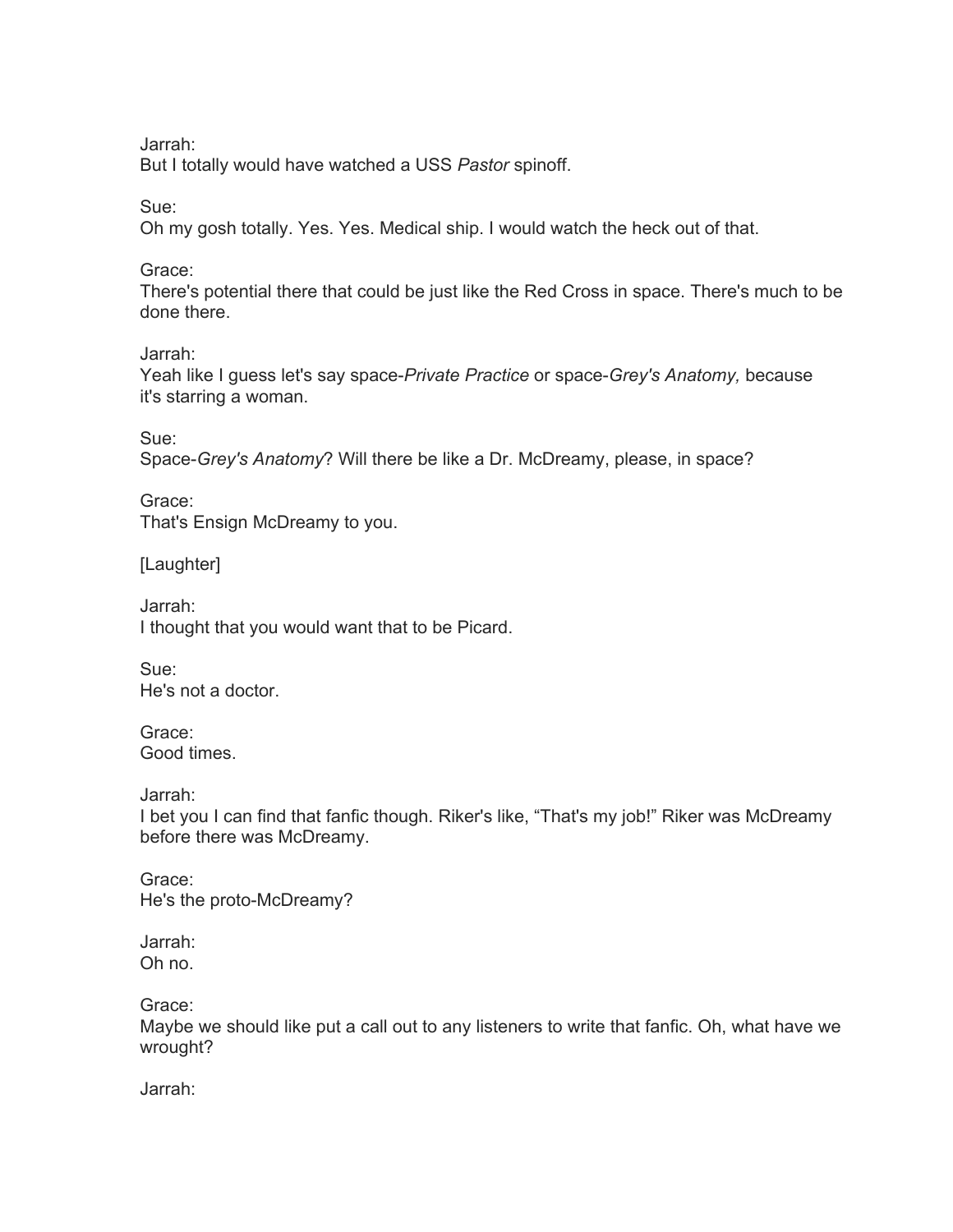Jarrah:
But I totally would have watched a USS *Pastor* spinoff.

Sue:
Oh my gosh totally. Yes. Yes. Medical ship. I would watch the heck out of that.

Grace:
There's potential there that could be just like the Red Cross in space. There's much to be done there.

Jarrah:
Yeah like I guess let's say space-*Private Practice* or space-*Grey's Anatomy,* because it's starring a woman.

Sue:
Space-*Grey's Anatomy*? Will there be like a Dr. McDreamy, please, in space?

Grace:
That's Ensign McDreamy to you.

[Laughter]

Jarrah:
I thought that you would want that to be Picard.

Sue:
He's not a doctor.

Grace:
Good times.

Jarrah:
I bet you I can find that fanfic though. Riker's like, "That's my job!" Riker was McDreamy before there was McDreamy.

Grace:
He's the proto-McDreamy?

Jarrah:
Oh no.

Grace:
Maybe we should like put a call out to any listeners to write that fanfic. Oh, what have we wrought?

Jarrah: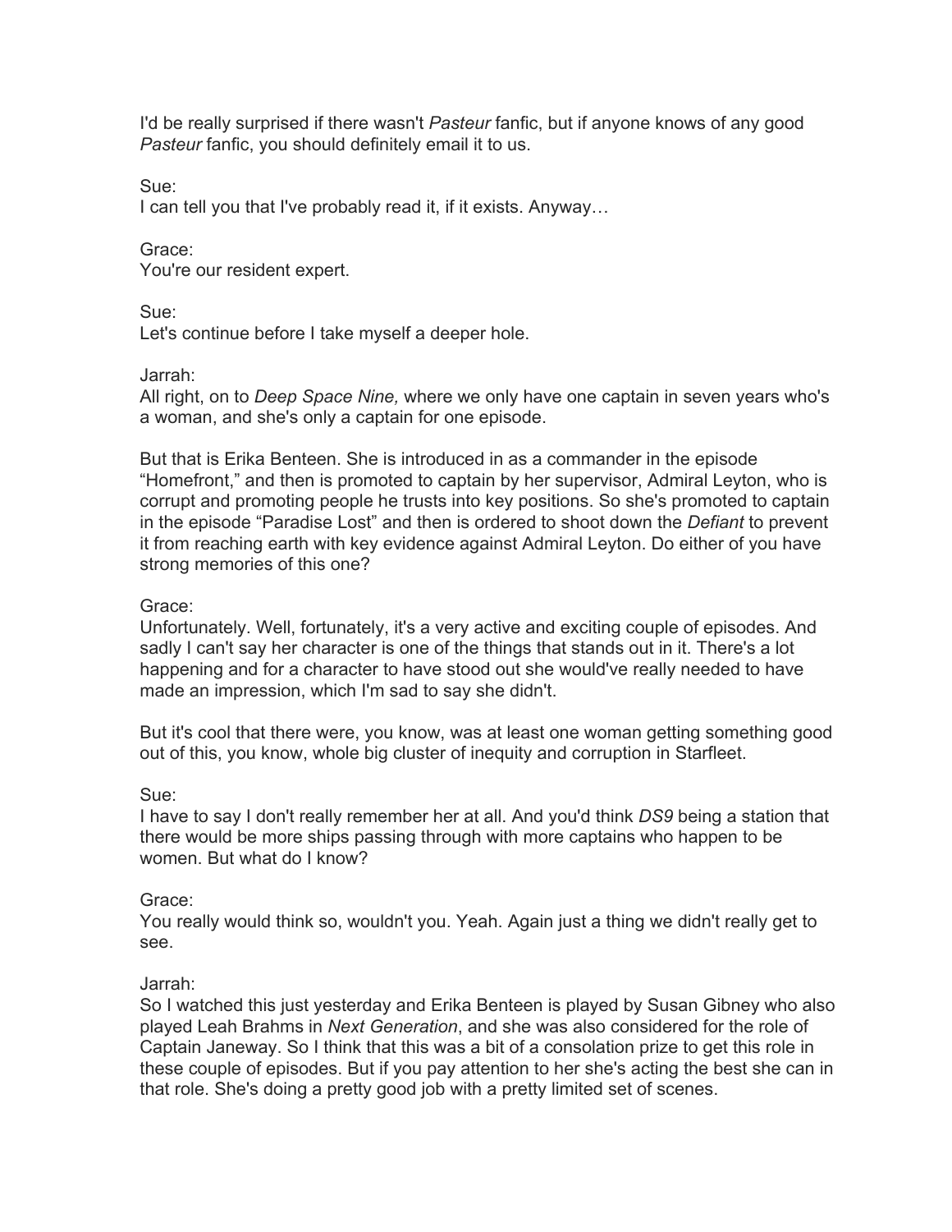I'd be really surprised if there wasn't *Pasteur* fanfic, but if anyone knows of any good *Pasteur* fanfic, you should definitely email it to us.

Sue:
I can tell you that I've probably read it, if it exists. Anyway…

Grace:
You're our resident expert.

Sue:
Let's continue before I take myself a deeper hole.

Jarrah:
All right, on to *Deep Space Nine,* where we only have one captain in seven years who's a woman, and she's only a captain for one episode.

But that is Erika Benteen. She is introduced in as a commander in the episode "Homefront," and then is promoted to captain by her supervisor, Admiral Leyton, who is corrupt and promoting people he trusts into key positions. So she's promoted to captain in the episode "Paradise Lost" and then is ordered to shoot down the *Defiant* to prevent it from reaching earth with key evidence against Admiral Leyton. Do either of you have strong memories of this one?

Grace:
Unfortunately. Well, fortunately, it's a very active and exciting couple of episodes. And sadly I can't say her character is one of the things that stands out in it. There's a lot happening and for a character to have stood out she would've really needed to have made an impression, which I'm sad to say she didn't.

But it's cool that there were, you know, was at least one woman getting something good out of this, you know, whole big cluster of inequity and corruption in Starfleet.

Sue:
I have to say I don't really remember her at all. And you'd think *DS9* being a station that there would be more ships passing through with more captains who happen to be women. But what do I know?

Grace:
You really would think so, wouldn't you. Yeah. Again just a thing we didn't really get to see.

Jarrah:
So I watched this just yesterday and Erika Benteen is played by Susan Gibney who also played Leah Brahms in *Next Generation*, and she was also considered for the role of Captain Janeway. So I think that this was a bit of a consolation prize to get this role in these couple of episodes. But if you pay attention to her she's acting the best she can in that role. She's doing a pretty good job with a pretty limited set of scenes.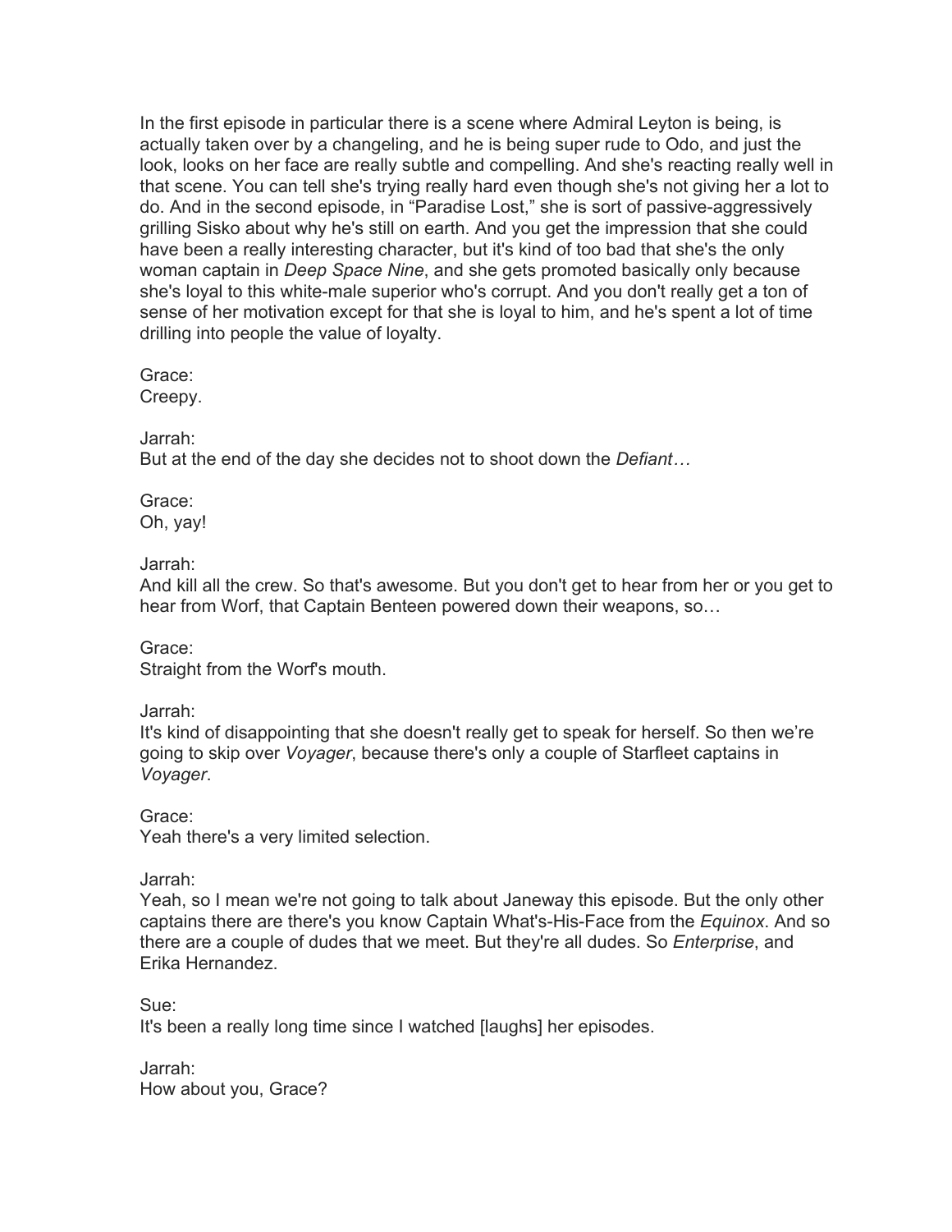In the first episode in particular there is a scene where Admiral Leyton is being, is actually taken over by a changeling, and he is being super rude to Odo, and just the look, looks on her face are really subtle and compelling. And she's reacting really well in that scene. You can tell she's trying really hard even though she's not giving her a lot to do. And in the second episode, in "Paradise Lost," she is sort of passive-aggressively grilling Sisko about why he's still on earth. And you get the impression that she could have been a really interesting character, but it's kind of too bad that she's the only woman captain in *Deep Space Nine*, and she gets promoted basically only because she's loyal to this white-male superior who's corrupt. And you don't really get a ton of sense of her motivation except for that she is loyal to him, and he's spent a lot of time drilling into people the value of loyalty.

Grace:
Creepy.

Jarrah:
But at the end of the day she decides not to shoot down the *Defiant…*

Grace:
Oh, yay!

Jarrah:
And kill all the crew. So that's awesome. But you don't get to hear from her or you get to hear from Worf, that Captain Benteen powered down their weapons, so…

Grace:
Straight from the Worf's mouth.

Jarrah:
It's kind of disappointing that she doesn't really get to speak for herself. So then we're going to skip over *Voyager*, because there's only a couple of Starfleet captains in *Voyager*.

Grace:
Yeah there's a very limited selection.

Jarrah:
Yeah, so I mean we're not going to talk about Janeway this episode. But the only other captains there are there's you know Captain What's-His-Face from the *Equinox*. And so there are a couple of dudes that we meet. But they're all dudes. So *Enterprise*, and Erika Hernandez.

Sue:
It's been a really long time since I watched [laughs] her episodes.

Jarrah:
How about you, Grace?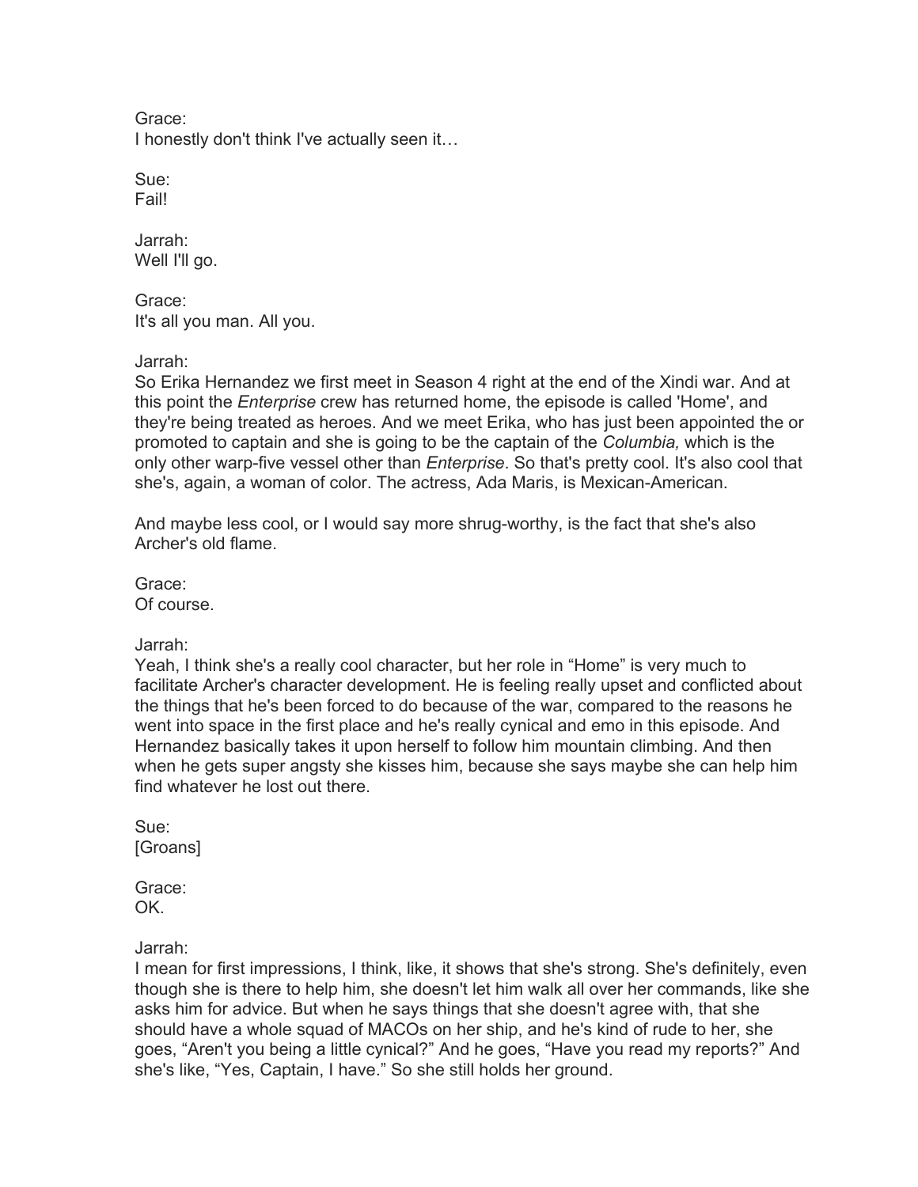Grace:
I honestly don't think I've actually seen it…

Sue:
Fail!

Jarrah:
Well I'll go.

Grace:
It's all you man. All you.

Jarrah:
So Erika Hernandez we first meet in Season 4 right at the end of the Xindi war. And at this point the *Enterprise* crew has returned home, the episode is called 'Home', and they're being treated as heroes. And we meet Erika, who has just been appointed the or promoted to captain and she is going to be the captain of the *Columbia,* which is the only other warp-five vessel other than *Enterprise*. So that's pretty cool. It's also cool that she's, again, a woman of color. The actress, Ada Maris, is Mexican-American.

And maybe less cool, or I would say more shrug-worthy, is the fact that she's also Archer's old flame.

Grace:
Of course.

Jarrah:
Yeah, I think she's a really cool character, but her role in "Home" is very much to facilitate Archer's character development. He is feeling really upset and conflicted about the things that he's been forced to do because of the war, compared to the reasons he went into space in the first place and he's really cynical and emo in this episode. And Hernandez basically takes it upon herself to follow him mountain climbing. And then when he gets super angsty she kisses him, because she says maybe she can help him find whatever he lost out there.

Sue:
[Groans]

Grace:
OK.

Jarrah:
I mean for first impressions, I think, like, it shows that she's strong. She's definitely, even though she is there to help him, she doesn't let him walk all over her commands, like she asks him for advice. But when he says things that she doesn't agree with, that she should have a whole squad of MACOs on her ship, and he's kind of rude to her, she goes, "Aren't you being a little cynical?" And he goes, "Have you read my reports?" And she's like, "Yes, Captain, I have." So she still holds her ground.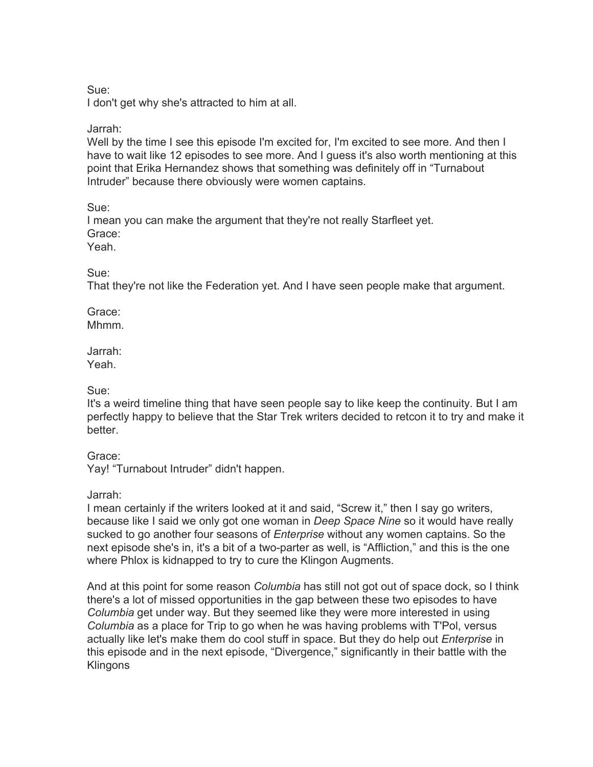Sue:
I don't get why she's attracted to him at all.

Jarrah:
Well by the time I see this episode I'm excited for, I'm excited to see more. And then I have to wait like 12 episodes to see more. And I guess it's also worth mentioning at this point that Erika Hernandez shows that something was definitely off in "Turnabout Intruder" because there obviously were women captains.

Sue:
I mean you can make the argument that they're not really Starfleet yet.
Grace:
Yeah.

Sue:
That they're not like the Federation yet. And I have seen people make that argument.

Grace:
Mhmm.

Jarrah:
Yeah.

Sue:
It's a weird timeline thing that have seen people say to like keep the continuity. But I am perfectly happy to believe that the Star Trek writers decided to retcon it to try and make it better.

Grace:
Yay! "Turnabout Intruder" didn't happen.

Jarrah:
I mean certainly if the writers looked at it and said, "Screw it," then I say go writers, because like I said we only got one woman in *Deep Space Nine* so it would have really sucked to go another four seasons of *Enterprise* without any women captains. So the next episode she's in, it's a bit of a two-parter as well, is "Affliction," and this is the one where Phlox is kidnapped to try to cure the Klingon Augments.

And at this point for some reason *Columbia* has still not got out of space dock, so I think there's a lot of missed opportunities in the gap between these two episodes to have *Columbia* get under way. But they seemed like they were more interested in using *Columbia* as a place for Trip to go when he was having problems with T'Pol, versus actually like let's make them do cool stuff in space. But they do help out *Enterprise* in this episode and in the next episode, "Divergence," significantly in their battle with the Klingons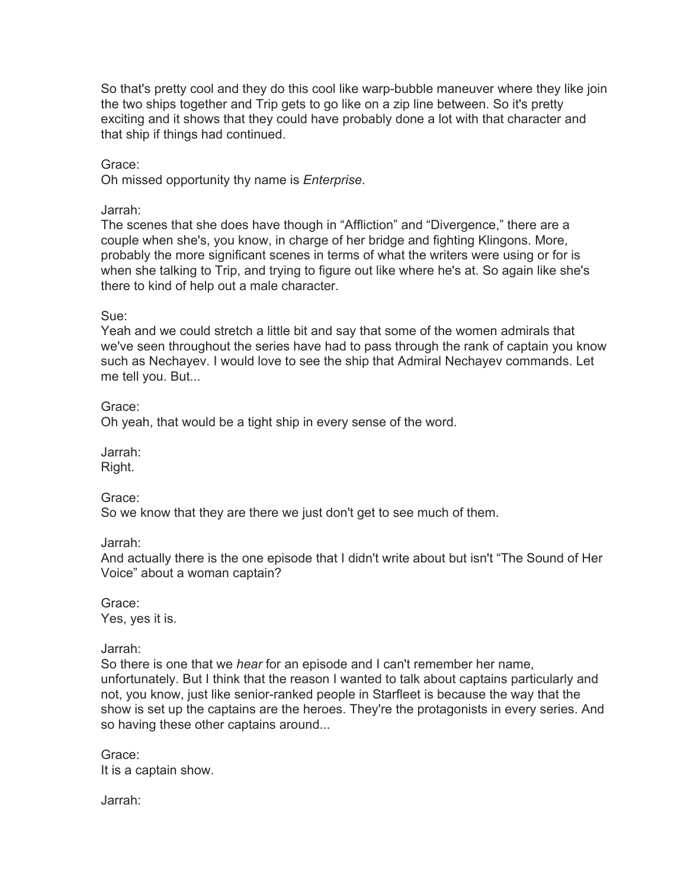So that's pretty cool and they do this cool like warp-bubble maneuver where they like join the two ships together and Trip gets to go like on a zip line between. So it's pretty exciting and it shows that they could have probably done a lot with that character and that ship if things had continued.

Grace:
Oh missed opportunity thy name is *Enterprise*.

Jarrah:
The scenes that she does have though in "Affliction" and "Divergence," there are a couple when she's, you know, in charge of her bridge and fighting Klingons. More, probably the more significant scenes in terms of what the writers were using or for is when she talking to Trip, and trying to figure out like where he's at. So again like she's there to kind of help out a male character.

Sue:
Yeah and we could stretch a little bit and say that some of the women admirals that we've seen throughout the series have had to pass through the rank of captain you know such as Nechayev. I would love to see the ship that Admiral Nechayev commands. Let me tell you. But...

Grace:
Oh yeah, that would be a tight ship in every sense of the word.

Jarrah:
Right.

Grace:
So we know that they are there we just don't get to see much of them.

Jarrah:
And actually there is the one episode that I didn't write about but isn't "The Sound of Her Voice" about a woman captain?

Grace:
Yes, yes it is.

Jarrah:
So there is one that we *hear* for an episode and I can't remember her name, unfortunately. But I think that the reason I wanted to talk about captains particularly and not, you know, just like senior-ranked people in Starfleet is because the way that the show is set up the captains are the heroes. They're the protagonists in every series. And so having these other captains around...

Grace:
It is a captain show.

Jarrah: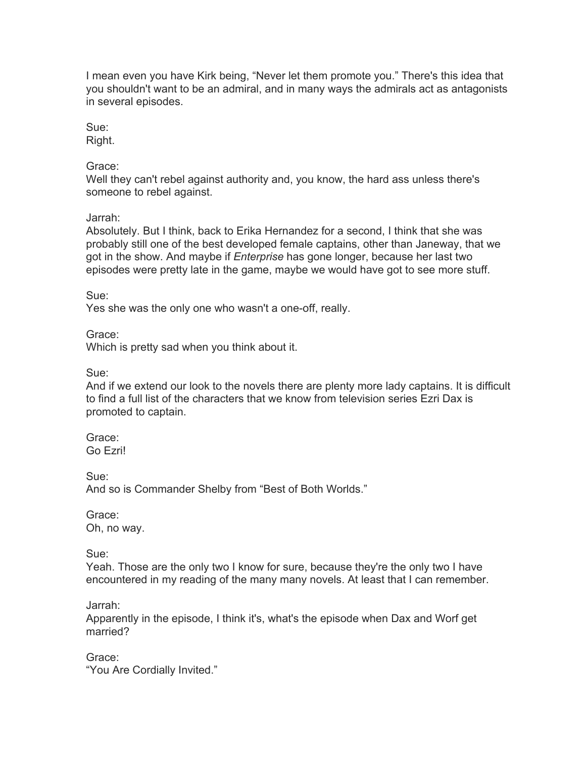I mean even you have Kirk being, “Never let them promote you.” There's this idea that you shouldn't want to be an admiral, and in many ways the admirals act as antagonists in several episodes.

Sue:
Right.

Grace:
Well they can't rebel against authority and, you know, the hard ass unless there's someone to rebel against.

Jarrah:
Absolutely. But I think, back to Erika Hernandez for a second, I think that she was probably still one of the best developed female captains, other than Janeway, that we got in the show. And maybe if *Enterprise* has gone longer, because her last two episodes were pretty late in the game, maybe we would have got to see more stuff.

Sue:
Yes she was the only one who wasn't a one-off, really.

Grace:
Which is pretty sad when you think about it.

Sue:
And if we extend our look to the novels there are plenty more lady captains. It is difficult to find a full list of the characters that we know from television series Ezri Dax is promoted to captain.

Grace:
Go Ezri!

Sue:
And so is Commander Shelby from “Best of Both Worlds.”

Grace:
Oh, no way.

Sue:
Yeah. Those are the only two I know for sure, because they're the only two I have encountered in my reading of the many many novels. At least that I can remember.

Jarrah:
Apparently in the episode, I think it's, what's the episode when Dax and Worf get married?

Grace:
“You Are Cordially Invited.”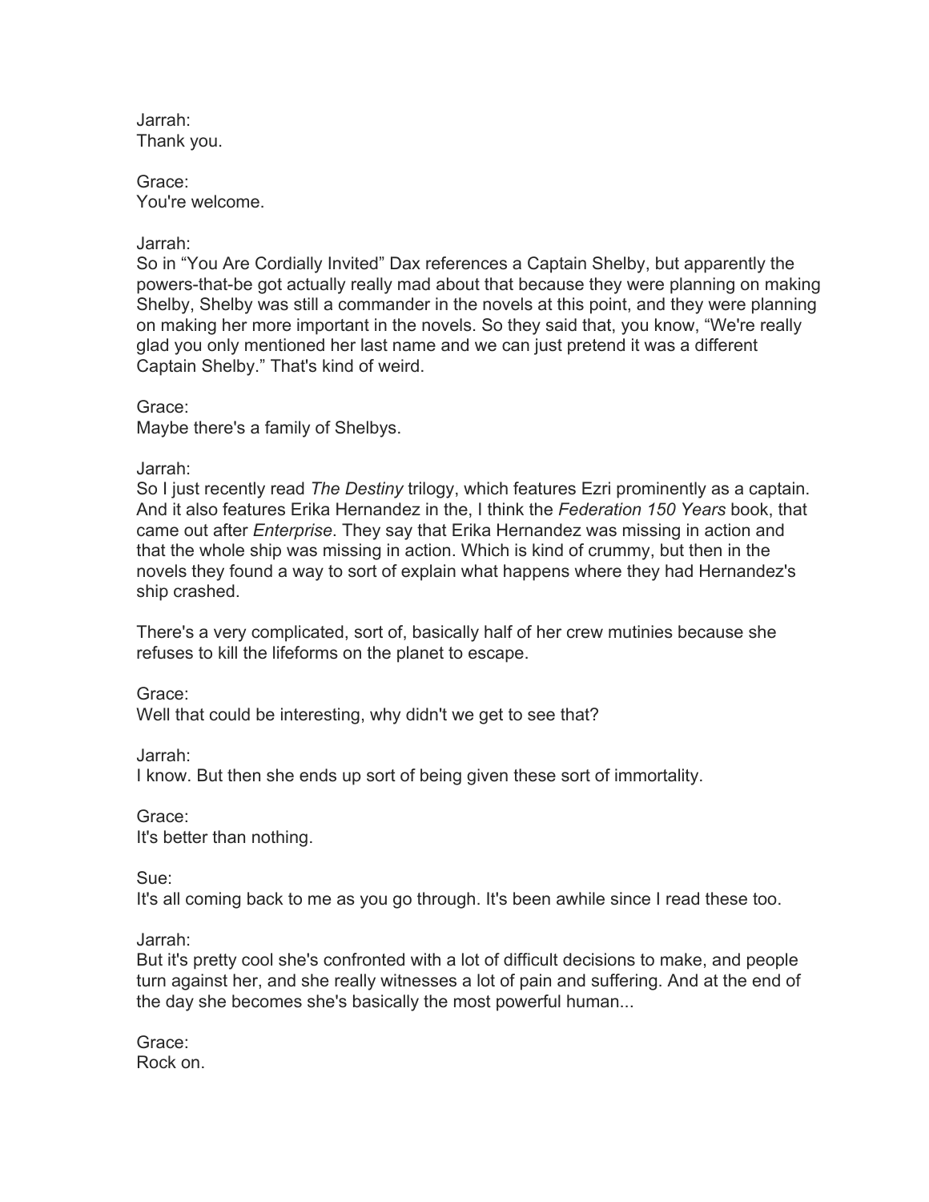Jarrah:
Thank you.

Grace:
You're welcome.

Jarrah:
So in "You Are Cordially Invited" Dax references a Captain Shelby, but apparently the powers-that-be got actually really mad about that because they were planning on making Shelby, Shelby was still a commander in the novels at this point, and they were planning on making her more important in the novels. So they said that, you know, "We're really glad you only mentioned her last name and we can just pretend it was a different Captain Shelby." That's kind of weird.

Grace:
Maybe there's a family of Shelbys.

Jarrah:
So I just recently read *The Destiny* trilogy, which features Ezri prominently as a captain. And it also features Erika Hernandez in the, I think the *Federation 150 Years* book, that came out after *Enterprise*. They say that Erika Hernandez was missing in action and that the whole ship was missing in action. Which is kind of crummy, but then in the novels they found a way to sort of explain what happens where they had Hernandez's ship crashed.

There's a very complicated, sort of, basically half of her crew mutinies because she refuses to kill the lifeforms on the planet to escape.

Grace:
Well that could be interesting, why didn't we get to see that?

Jarrah:
I know. But then she ends up sort of being given these sort of immortality.

Grace:
It's better than nothing.

Sue:
It's all coming back to me as you go through. It's been awhile since I read these too.

Jarrah:
But it's pretty cool she's confronted with a lot of difficult decisions to make, and people turn against her, and she really witnesses a lot of pain and suffering. And at the end of the day she becomes she's basically the most powerful human...

Grace:
Rock on.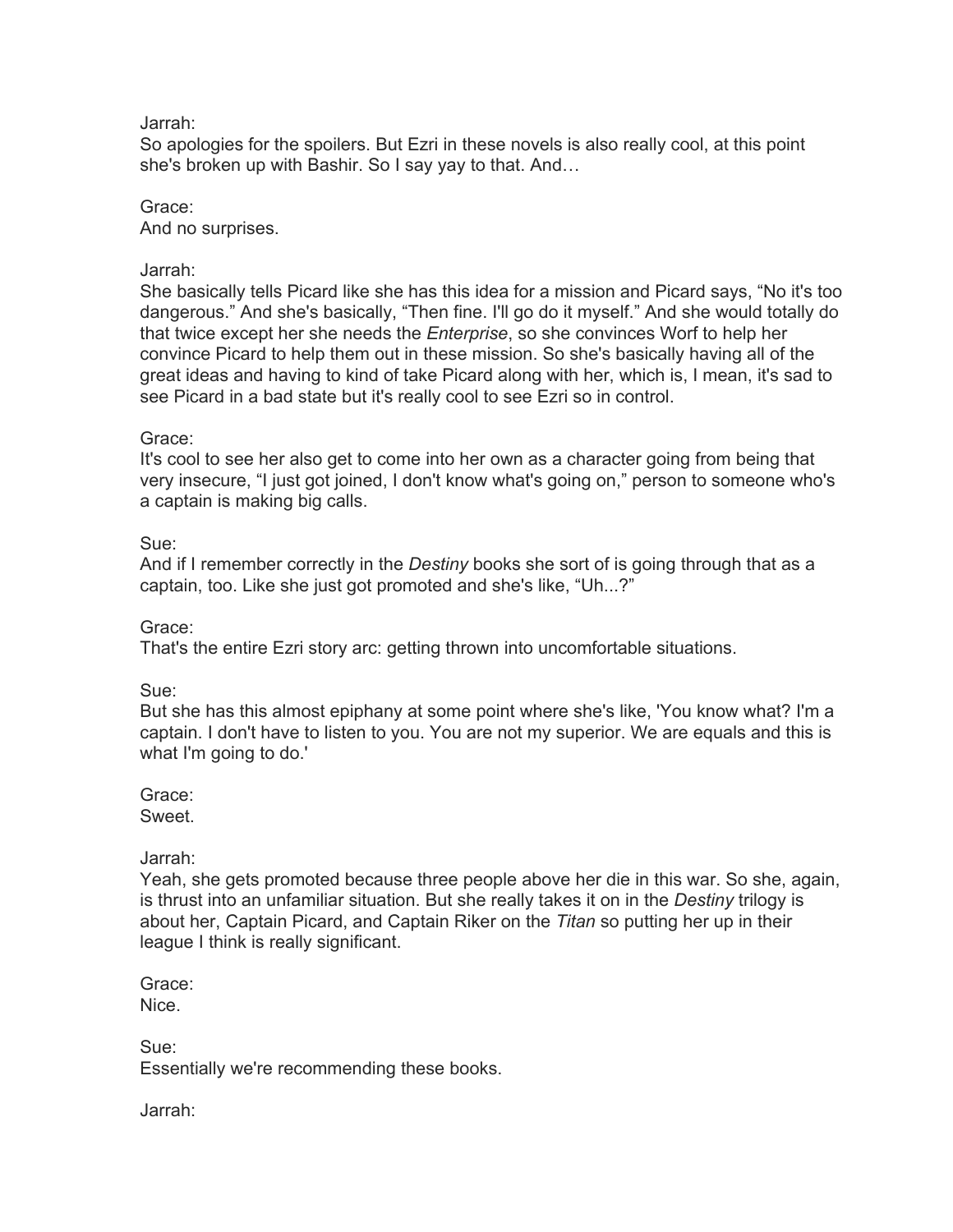Jarrah:
So apologies for the spoilers. But Ezri in these novels is also really cool, at this point she's broken up with Bashir. So I say yay to that. And…

Grace:
And no surprises.

Jarrah:
She basically tells Picard like she has this idea for a mission and Picard says, "No it's too dangerous." And she's basically, "Then fine. I'll go do it myself." And she would totally do that twice except her she needs the *Enterprise*, so she convinces Worf to help her convince Picard to help them out in these mission. So she's basically having all of the great ideas and having to kind of take Picard along with her, which is, I mean, it's sad to see Picard in a bad state but it's really cool to see Ezri so in control.

Grace:
It's cool to see her also get to come into her own as a character going from being that very insecure, "I just got joined, I don't know what's going on," person to someone who's a captain is making big calls.

Sue:
And if I remember correctly in the *Destiny* books she sort of is going through that as a captain, too. Like she just got promoted and she's like, "Uh...?"

Grace:
That's the entire Ezri story arc: getting thrown into uncomfortable situations.

Sue:
But she has this almost epiphany at some point where she's like, 'You know what? I'm a captain. I don't have to listen to you. You are not my superior. We are equals and this is what I'm going to do.'

Grace:
Sweet.

Jarrah:
Yeah, she gets promoted because three people above her die in this war. So she, again, is thrust into an unfamiliar situation. But she really takes it on in the *Destiny* trilogy is about her, Captain Picard, and Captain Riker on the *Titan* so putting her up in their league I think is really significant.

Grace:
Nice.

Sue:
Essentially we're recommending these books.

Jarrah: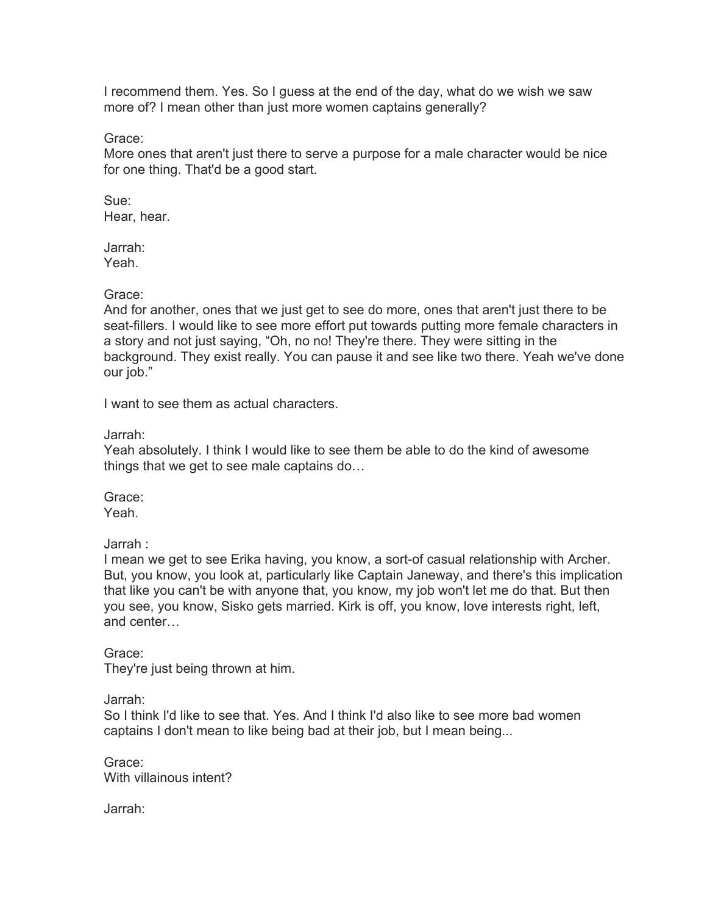I recommend them. Yes. So I guess at the end of the day, what do we wish we saw more of? I mean other than just more women captains generally?

Grace:
More ones that aren't just there to serve a purpose for a male character would be nice for one thing. That'd be a good start.

Sue:
Hear, hear.

Jarrah:
Yeah.

Grace:
And for another, ones that we just get to see do more, ones that aren't just there to be seat-fillers. I would like to see more effort put towards putting more female characters in a story and not just saying, "Oh, no no! They're there. They were sitting in the background. They exist really. You can pause it and see like two there. Yeah we've done our job."

I want to see them as actual characters.

Jarrah:
Yeah absolutely. I think I would like to see them be able to do the kind of awesome things that we get to see male captains do…

Grace:
Yeah.

Jarrah :
I mean we get to see Erika having, you know, a sort-of casual relationship with Archer. But, you know, you look at, particularly like Captain Janeway, and there's this implication that like you can't be with anyone that, you know, my job won't let me do that. But then you see, you know, Sisko gets married. Kirk is off, you know, love interests right, left, and center…

Grace:
They're just being thrown at him.

Jarrah:
So I think I'd like to see that. Yes. And I think I'd also like to see more bad women captains I don't mean to like being bad at their job, but I mean being...

Grace:
With villainous intent?

Jarrah: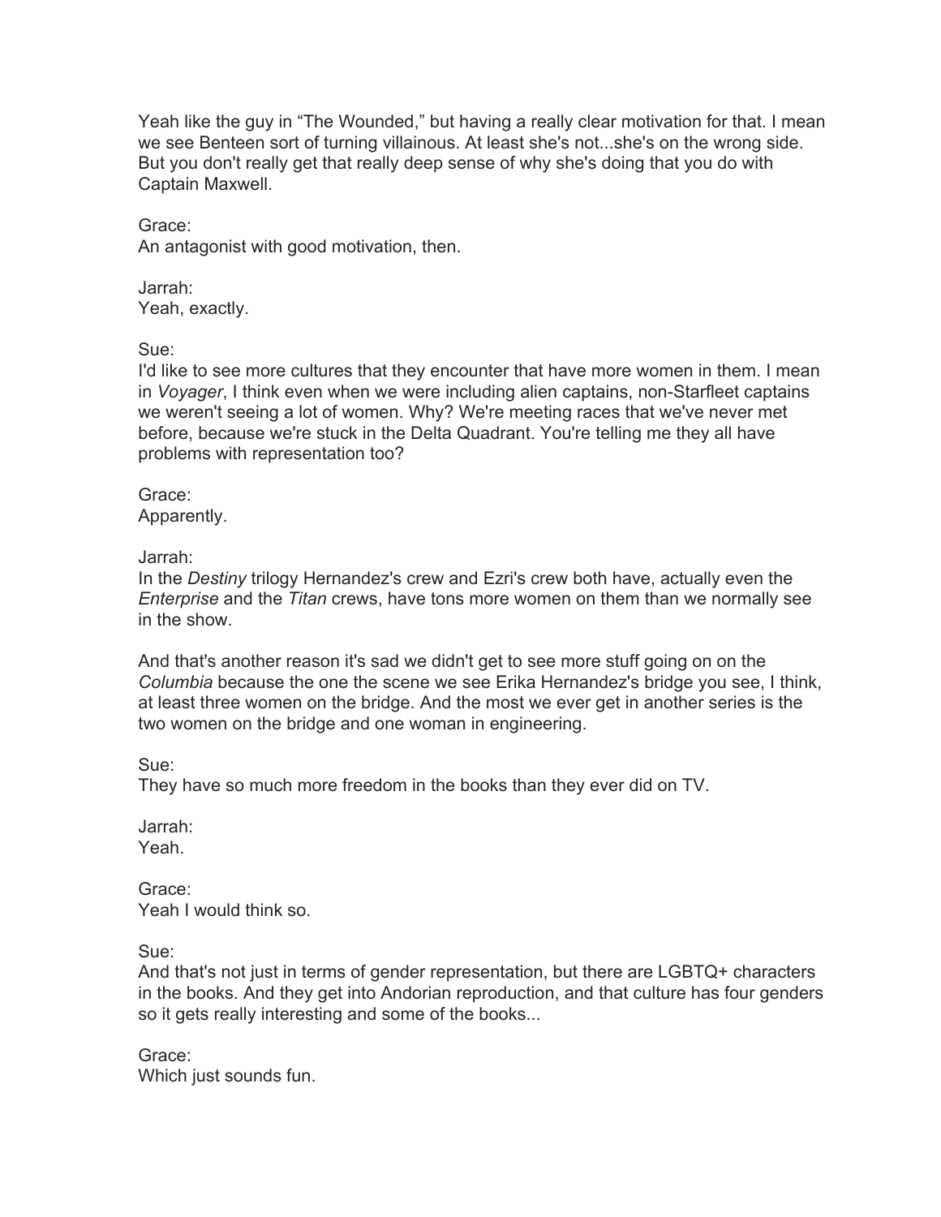Yeah like the guy in "The Wounded," but having a really clear motivation for that. I mean we see Benteen sort of turning villainous. At least she's not...she's on the wrong side. But you don't really get that really deep sense of why she's doing that you do with Captain Maxwell.

Grace:
An antagonist with good motivation, then.

Jarrah:
Yeah, exactly.

Sue:
I'd like to see more cultures that they encounter that have more women in them. I mean in *Voyager*, I think even when we were including alien captains, non-Starfleet captains we weren't seeing a lot of women. Why? We're meeting races that we've never met before, because we're stuck in the Delta Quadrant. You're telling me they all have problems with representation too?

Grace:
Apparently.

Jarrah:
In the *Destiny* trilogy Hernandez's crew and Ezri's crew both have, actually even the *Enterprise* and the *Titan* crews, have tons more women on them than we normally see in the show.

And that's another reason it's sad we didn't get to see more stuff going on on the *Columbia* because the one the scene we see Erika Hernandez's bridge you see, I think, at least three women on the bridge. And the most we ever get in another series is the two women on the bridge and one woman in engineering.

Sue:
They have so much more freedom in the books than they ever did on TV.

Jarrah:
Yeah.

Grace:
Yeah I would think so.

Sue:
And that's not just in terms of gender representation, but there are LGBTQ+ characters in the books. And they get into Andorian reproduction, and that culture has four genders so it gets really interesting and some of the books...

Grace:
Which just sounds fun.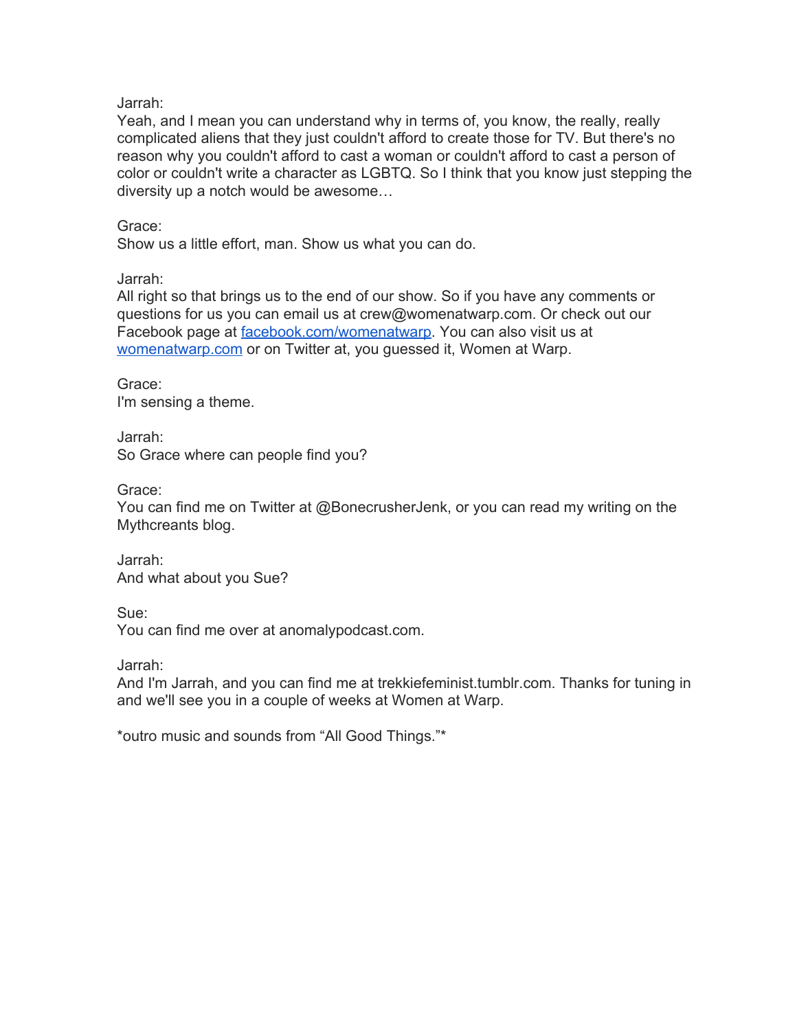Jarrah:
Yeah, and I mean you can understand why in terms of, you know, the really, really complicated aliens that they just couldn't afford to create those for TV. But there's no reason why you couldn't afford to cast a woman or couldn't afford to cast a person of color or couldn't write a character as LGBTQ. So I think that you know just stepping the diversity up a notch would be awesome…

Grace:
Show us a little effort, man. Show us what you can do.

Jarrah:
All right so that brings us to the end of our show. So if you have any comments or questions for us you can email us at crew@womenatwarp.com. Or check out our Facebook page at [facebook.com/womenatwarp](facebook.com/womenatwarp). You can also visit us at [womenatwarp.com](womenatwarp.com) or on Twitter at, you guessed it, Women at Warp.

Grace:
I'm sensing a theme.

Jarrah:
So Grace where can people find you?

Grace:
You can find me on Twitter at @BonecrusherJenk, or you can read my writing on the Mythcreants blog.

Jarrah:
And what about you Sue?

Sue:
You can find me over at anomalypodcast.com.

Jarrah:
And I'm Jarrah, and you can find me at trekkiefeminist.tumblr.com. Thanks for tuning in and we'll see you in a couple of weeks at Women at Warp.

*outro music and sounds from "All Good Things."*